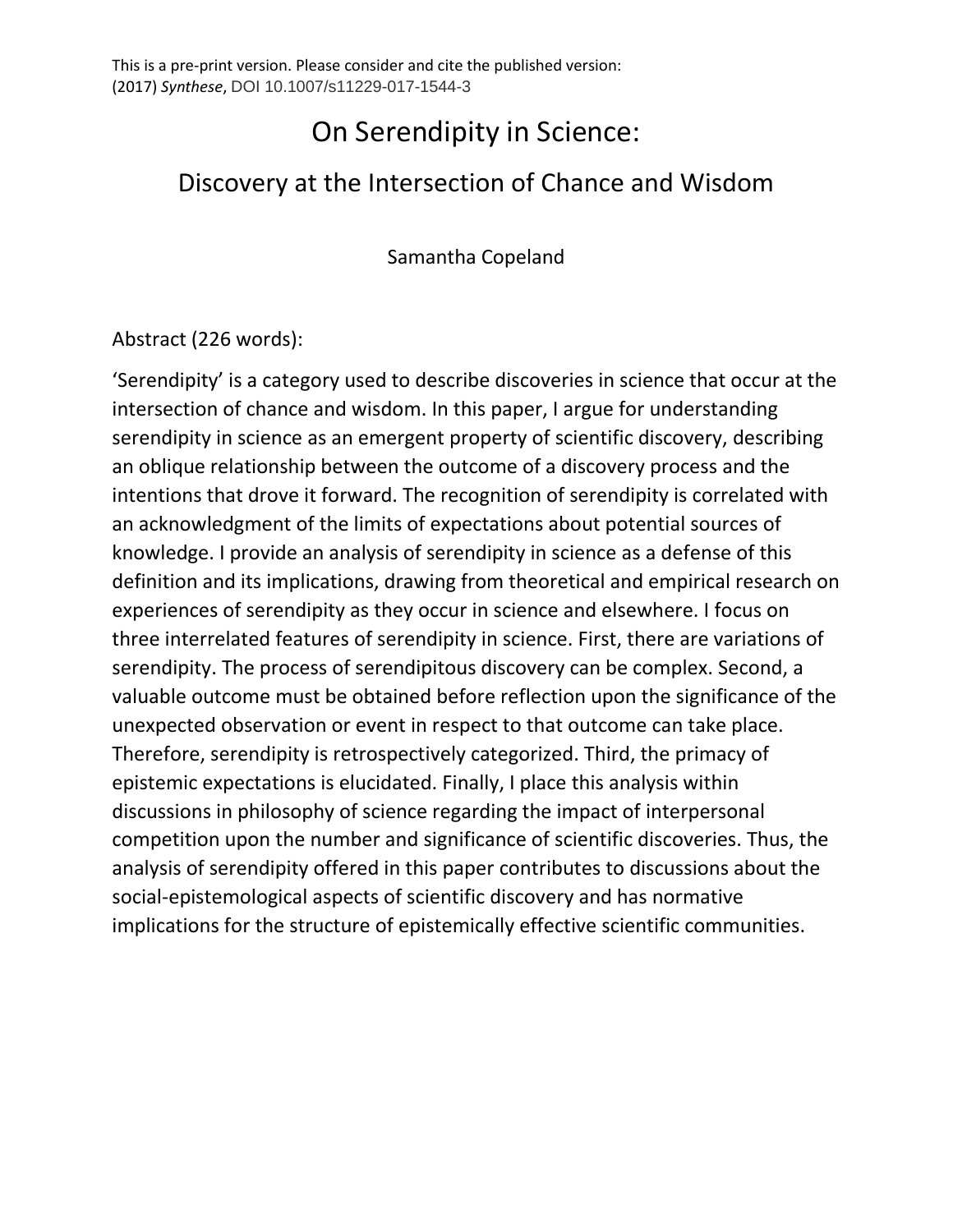This is a pre-print version. Please consider and cite the published version: (2017) *Synthese*, DOI 10.1007/s11229-017-1544-3

# On Serendipity in Science:

## Discovery at the Intersection of Chance and Wisdom

Samantha Copeland

Abstract (226 words):

'Serendipity' is a category used to describe discoveries in science that occur at the intersection of chance and wisdom. In this paper, I argue for understanding serendipity in science as an emergent property of scientific discovery, describing an oblique relationship between the outcome of a discovery process and the intentions that drove it forward. The recognition of serendipity is correlated with an acknowledgment of the limits of expectations about potential sources of knowledge. I provide an analysis of serendipity in science as a defense of this definition and its implications, drawing from theoretical and empirical research on experiences of serendipity as they occur in science and elsewhere. I focus on three interrelated features of serendipity in science. First, there are variations of serendipity. The process of serendipitous discovery can be complex. Second, a valuable outcome must be obtained before reflection upon the significance of the unexpected observation or event in respect to that outcome can take place. Therefore, serendipity is retrospectively categorized. Third, the primacy of epistemic expectations is elucidated. Finally, I place this analysis within discussions in philosophy of science regarding the impact of interpersonal competition upon the number and significance of scientific discoveries. Thus, the analysis of serendipity offered in this paper contributes to discussions about the social-epistemological aspects of scientific discovery and has normative implications for the structure of epistemically effective scientific communities.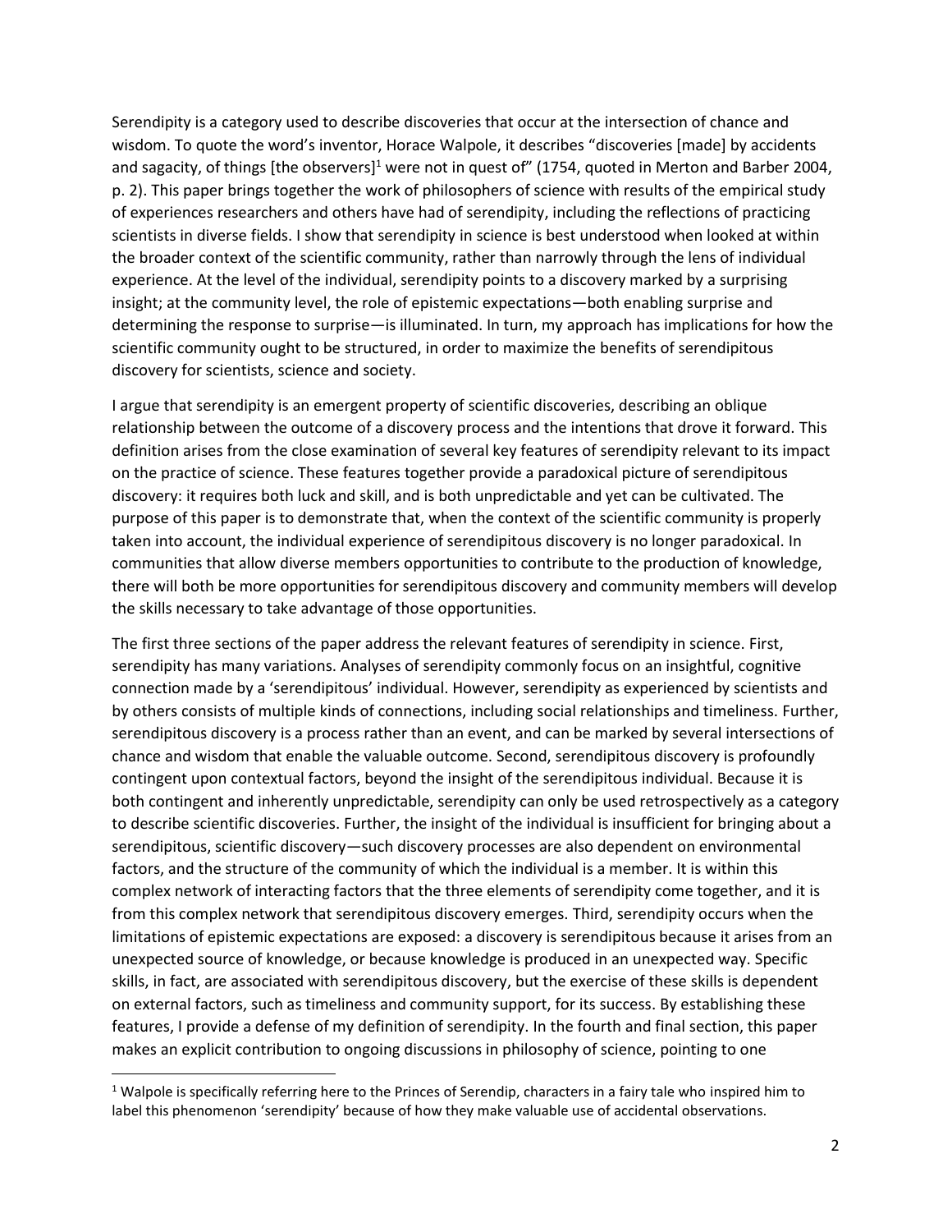Serendipity is a category used to describe discoveries that occur at the intersection of chance and wisdom. To quote the word's inventor, Horace Walpole, it describes "discoveries [made] by accidents and sagacity, of things [the observers][1] were not in quest of" (1754, quoted in Merton and Barber 2004, p. 2). This paper brings together the work of philosophers of science with results of the empirical study of experiences researchers and others have had of serendipity, including the reflections of practicing scientists in diverse fields. I show that serendipity in science is best understood when looked at within the broader context of the scientific community, rather than narrowly through the lens of individual experience. At the level of the individual, serendipity points to a discovery marked by a surprising insight; at the community level, the role of epistemic expectations—both enabling surprise and determining the response to surprise—is illuminated. In turn, my approach has implications for how the scientific community ought to be structured, in order to maximize the benefits of serendipitous discovery for scientists, science and society.

I argue that serendipity is an emergent property of scientific discoveries, describing an oblique relationship between the outcome of a discovery process and the intentions that drove it forward. This definition arises from the close examination of several key features of serendipity relevant to its impact on the practice of science. These features together provide a paradoxical picture of serendipitous discovery: it requires both luck and skill, and is both unpredictable and yet can be cultivated. The purpose of this paper is to demonstrate that, when the context of the scientific community is properly taken into account, the individual experience of serendipitous discovery is no longer paradoxical. In communities that allow diverse members opportunities to contribute to the production of knowledge, there will both be more opportunities for serendipitous discovery and community members will develop the skills necessary to take advantage of those opportunities.

The first three sections of the paper address the relevant features of serendipity in science. First, serendipity has many variations. Analyses of serendipity commonly focus on an insightful, cognitive connection made by a 'serendipitous' individual. However, serendipity as experienced by scientists and by others consists of multiple kinds of connections, including social relationships and timeliness. Further, serendipitous discovery is a process rather than an event, and can be marked by several intersections of chance and wisdom that enable the valuable outcome. Second, serendipitous discovery is profoundly contingent upon contextual factors, beyond the insight of the serendipitous individual. Because it is both contingent and inherently unpredictable, serendipity can only be used retrospectively as a category to describe scientific discoveries. Further, the insight of the individual is insufficient for bringing about a serendipitous, scientific discovery—such discovery processes are also dependent on environmental factors, and the structure of the community of which the individual is a member. It is within this complex network of interacting factors that the three elements of serendipity come together, and it is from this complex network that serendipitous discovery emerges. Third, serendipity occurs when the limitations of epistemic expectations are exposed: a discovery is serendipitous because it arises from an unexpected source of knowledge, or because knowledge is produced in an unexpected way. Specific skills, in fact, are associated with serendipitous discovery, but the exercise of these skills is dependent on external factors, such as timeliness and community support, for its success. By establishing these features, I provide a defense of my definition of serendipity. In the fourth and final section, this paper makes an explicit contribution to ongoing discussions in philosophy of science, pointing to one

[1] Walpole is specifically referring here to the Princes of Serendip, characters in a fairy tale who inspired him to label this phenomenon 'serendipity' because of how they make valuable use of accidental observations.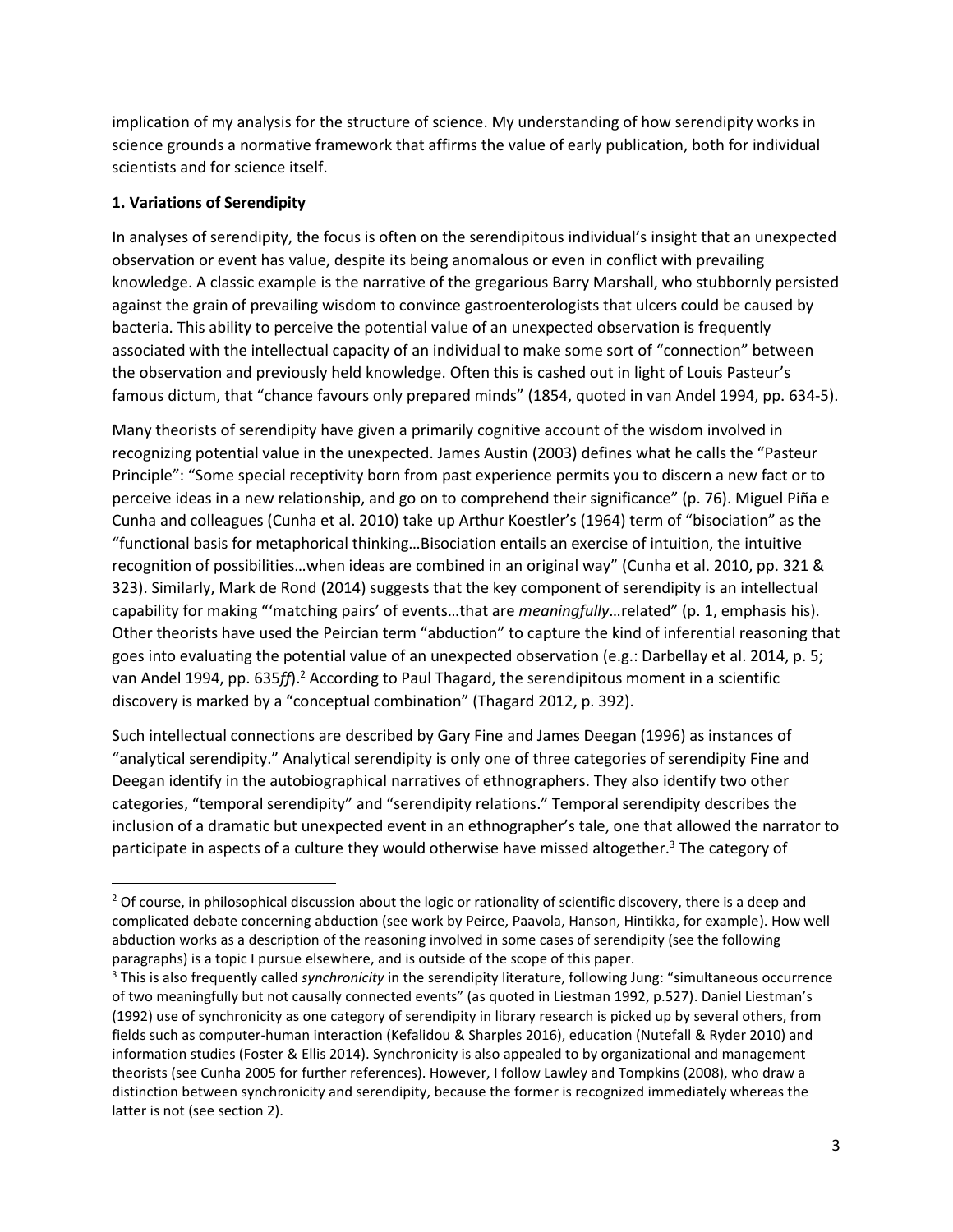implication of my analysis for the structure of science. My understanding of how serendipity works in science grounds a normative framework that affirms the value of early publication, both for individual scientists and for science itself.

**1. Variations of Serendipity**

In analyses of serendipity, the focus is often on the serendipitous individual's insight that an unexpected observation or event has value, despite its being anomalous or even in conflict with prevailing knowledge. A classic example is the narrative of the gregarious Barry Marshall, who stubbornly persisted against the grain of prevailing wisdom to convince gastroenterologists that ulcers could be caused by bacteria. This ability to perceive the potential value of an unexpected observation is frequently associated with the intellectual capacity of an individual to make some sort of "connection" between the observation and previously held knowledge. Often this is cashed out in light of Louis Pasteur's famous dictum, that "chance favours only prepared minds" (1854, quoted in van Andel 1994, pp. 634-5).

Many theorists of serendipity have given a primarily cognitive account of the wisdom involved in recognizing potential value in the unexpected. James Austin (2003) defines what he calls the "Pasteur Principle": "Some special receptivity born from past experience permits you to discern a new fact or to perceive ideas in a new relationship, and go on to comprehend their significance" (p. 76). Miguel Piña e Cunha and colleagues (Cunha et al. 2010) take up Arthur Koestler's (1964) term of "bisociation" as the "functional basis for metaphorical thinking…Bisociation entails an exercise of intuition, the intuitive recognition of possibilities…when ideas are combined in an original way" (Cunha et al. 2010, pp. 321 & 323). Similarly, Mark de Rond (2014) suggests that the key component of serendipity is an intellectual capability for making "'matching pairs' of events…that are *meaningfully*…related" (p. 1, emphasis his). Other theorists have used the Peircian term "abduction" to capture the kind of inferential reasoning that goes into evaluating the potential value of an unexpected observation (e.g.: Darbellay et al. 2014, p. 5; van Andel 1994, pp. 635*ff*).[2] According to Paul Thagard, the serendipitous moment in a scientific discovery is marked by a "conceptual combination" (Thagard 2012, p. 392).

Such intellectual connections are described by Gary Fine and James Deegan (1996) as instances of "analytical serendipity." Analytical serendipity is only one of three categories of serendipity Fine and Deegan identify in the autobiographical narratives of ethnographers. They also identify two other categories, "temporal serendipity" and "serendipity relations." Temporal serendipity describes the inclusion of a dramatic but unexpected event in an ethnographer's tale, one that allowed the narrator to participate in aspects of a culture they would otherwise have missed altogether.[3] The category of

---

[2] Of course, in philosophical discussion about the logic or rationality of scientific discovery, there is a deep and complicated debate concerning abduction (see work by Peirce, Paavola, Hanson, Hintikka, for example). How well abduction works as a description of the reasoning involved in some cases of serendipity (see the following paragraphs) is a topic I pursue elsewhere, and is outside of the scope of this paper.

[3] This is also frequently called *synchronicity* in the serendipity literature, following Jung: "simultaneous occurrence of two meaningfully but not causally connected events" (as quoted in Liestman 1992, p.527). Daniel Liestman's (1992) use of synchronicity as one category of serendipity in library research is picked up by several others, from fields such as computer-human interaction (Kefalidou & Sharples 2016), education (Nutefall & Ryder 2010) and information studies (Foster & Ellis 2014). Synchronicity is also appealed to by organizational and management theorists (see Cunha 2005 for further references). However, I follow Lawley and Tompkins (2008), who draw a distinction between synchronicity and serendipity, because the former is recognized immediately whereas the latter is not (see section 2).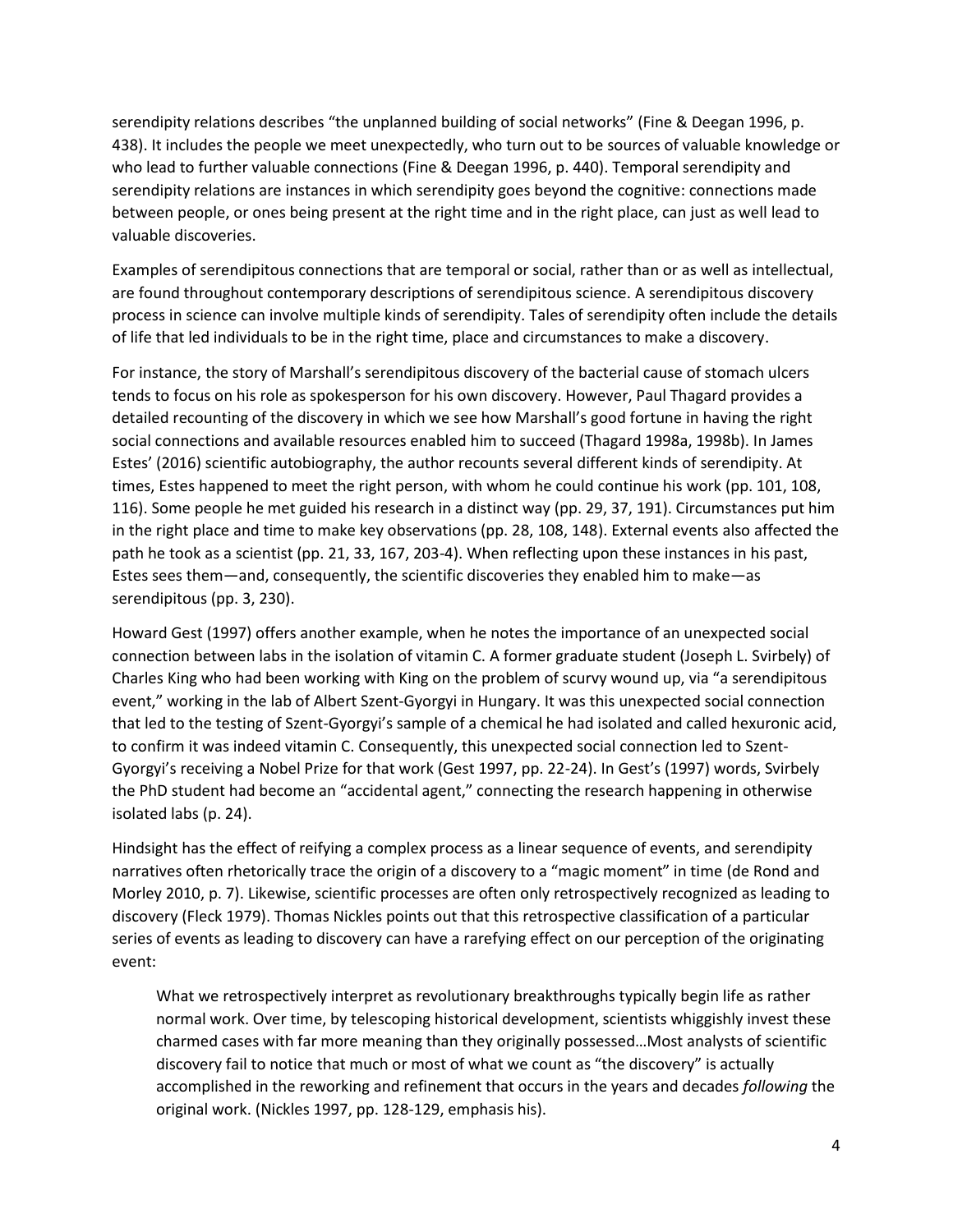serendipity relations describes "the unplanned building of social networks" (Fine & Deegan 1996, p. 438). It includes the people we meet unexpectedly, who turn out to be sources of valuable knowledge or who lead to further valuable connections (Fine & Deegan 1996, p. 440). Temporal serendipity and serendipity relations are instances in which serendipity goes beyond the cognitive: connections made between people, or ones being present at the right time and in the right place, can just as well lead to valuable discoveries.

Examples of serendipitous connections that are temporal or social, rather than or as well as intellectual, are found throughout contemporary descriptions of serendipitous science. A serendipitous discovery process in science can involve multiple kinds of serendipity. Tales of serendipity often include the details of life that led individuals to be in the right time, place and circumstances to make a discovery.

For instance, the story of Marshall's serendipitous discovery of the bacterial cause of stomach ulcers tends to focus on his role as spokesperson for his own discovery. However, Paul Thagard provides a detailed recounting of the discovery in which we see how Marshall's good fortune in having the right social connections and available resources enabled him to succeed (Thagard 1998a, 1998b). In James Estes' (2016) scientific autobiography, the author recounts several different kinds of serendipity. At times, Estes happened to meet the right person, with whom he could continue his work (pp. 101, 108, 116). Some people he met guided his research in a distinct way (pp. 29, 37, 191). Circumstances put him in the right place and time to make key observations (pp. 28, 108, 148). External events also affected the path he took as a scientist (pp. 21, 33, 167, 203-4). When reflecting upon these instances in his past, Estes sees them—and, consequently, the scientific discoveries they enabled him to make—as serendipitous (pp. 3, 230).

Howard Gest (1997) offers another example, when he notes the importance of an unexpected social connection between labs in the isolation of vitamin C. A former graduate student (Joseph L. Svirbely) of Charles King who had been working with King on the problem of scurvy wound up, via "a serendipitous event," working in the lab of Albert Szent-Gyorgyi in Hungary. It was this unexpected social connection that led to the testing of Szent-Gyorgyi's sample of a chemical he had isolated and called hexuronic acid, to confirm it was indeed vitamin C. Consequently, this unexpected social connection led to Szent-Gyorgyi's receiving a Nobel Prize for that work (Gest 1997, pp. 22-24). In Gest's (1997) words, Svirbely the PhD student had become an "accidental agent," connecting the research happening in otherwise isolated labs (p. 24).

Hindsight has the effect of reifying a complex process as a linear sequence of events, and serendipity narratives often rhetorically trace the origin of a discovery to a "magic moment" in time (de Rond and Morley 2010, p. 7). Likewise, scientific processes are often only retrospectively recognized as leading to discovery (Fleck 1979). Thomas Nickles points out that this retrospective classification of a particular series of events as leading to discovery can have a rarefying effect on our perception of the originating event:

> What we retrospectively interpret as revolutionary breakthroughs typically begin life as rather normal work. Over time, by telescoping historical development, scientists whiggishly invest these charmed cases with far more meaning than they originally possessed…Most analysts of scientific discovery fail to notice that much or most of what we count as "the discovery" is actually accomplished in the reworking and refinement that occurs in the years and decades *following* the original work. (Nickles 1997, pp. 128-129, emphasis his).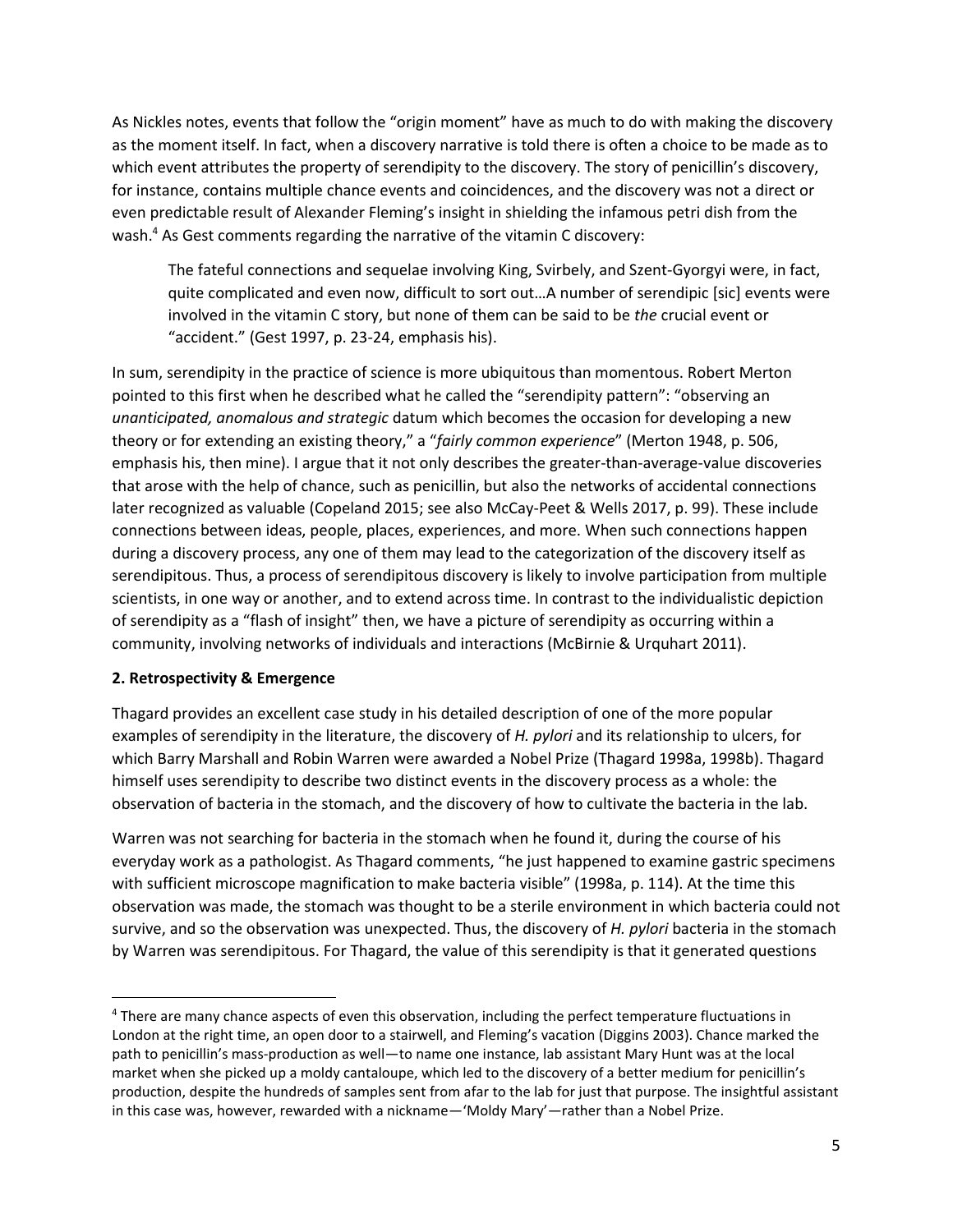As Nickles notes, events that follow the "origin moment" have as much to do with making the discovery as the moment itself. In fact, when a discovery narrative is told there is often a choice to be made as to which event attributes the property of serendipity to the discovery. The story of penicillin's discovery, for instance, contains multiple chance events and coincidences, and the discovery was not a direct or even predictable result of Alexander Fleming's insight in shielding the infamous petri dish from the wash.[4] As Gest comments regarding the narrative of the vitamin C discovery:

> The fateful connections and sequelae involving King, Svirbely, and Szent-Gyorgyi were, in fact, quite complicated and even now, difficult to sort out…A number of serendipic [sic] events were involved in the vitamin C story, but none of them can be said to be *the* crucial event or "accident." (Gest 1997, p. 23-24, emphasis his).

In sum, serendipity in the practice of science is more ubiquitous than momentous. Robert Merton pointed to this first when he described what he called the "serendipity pattern": "observing an *unanticipated, anomalous and strategic* datum which becomes the occasion for developing a new theory or for extending an existing theory," a "*fairly common experience*" (Merton 1948, p. 506, emphasis his, then mine). I argue that it not only describes the greater-than-average-value discoveries that arose with the help of chance, such as penicillin, but also the networks of accidental connections later recognized as valuable (Copeland 2015; see also McCay-Peet & Wells 2017, p. 99). These include connections between ideas, people, places, experiences, and more. When such connections happen during a discovery process, any one of them may lead to the categorization of the discovery itself as serendipitous. Thus, a process of serendipitous discovery is likely to involve participation from multiple scientists, in one way or another, and to extend across time. In contrast to the individualistic depiction of serendipity as a "flash of insight" then, we have a picture of serendipity as occurring within a community, involving networks of individuals and interactions (McBirnie & Urquhart 2011).

## 2. Retrospectivity & Emergence

Thagard provides an excellent case study in his detailed description of one of the more popular examples of serendipity in the literature, the discovery of *H. pylori* and its relationship to ulcers, for which Barry Marshall and Robin Warren were awarded a Nobel Prize (Thagard 1998a, 1998b). Thagard himself uses serendipity to describe two distinct events in the discovery process as a whole: the observation of bacteria in the stomach, and the discovery of how to cultivate the bacteria in the lab.

Warren was not searching for bacteria in the stomach when he found it, during the course of his everyday work as a pathologist. As Thagard comments, "he just happened to examine gastric specimens with sufficient microscope magnification to make bacteria visible" (1998a, p. 114). At the time this observation was made, the stomach was thought to be a sterile environment in which bacteria could not survive, and so the observation was unexpected. Thus, the discovery of *H. pylori* bacteria in the stomach by Warren was serendipitous. For Thagard, the value of this serendipity is that it generated questions

[4] There are many chance aspects of even this observation, including the perfect temperature fluctuations in London at the right time, an open door to a stairwell, and Fleming's vacation (Diggins 2003). Chance marked the path to penicillin's mass-production as well—to name one instance, lab assistant Mary Hunt was at the local market when she picked up a moldy cantaloupe, which led to the discovery of a better medium for penicillin's production, despite the hundreds of samples sent from afar to the lab for just that purpose. The insightful assistant in this case was, however, rewarded with a nickname—'Moldy Mary'—rather than a Nobel Prize.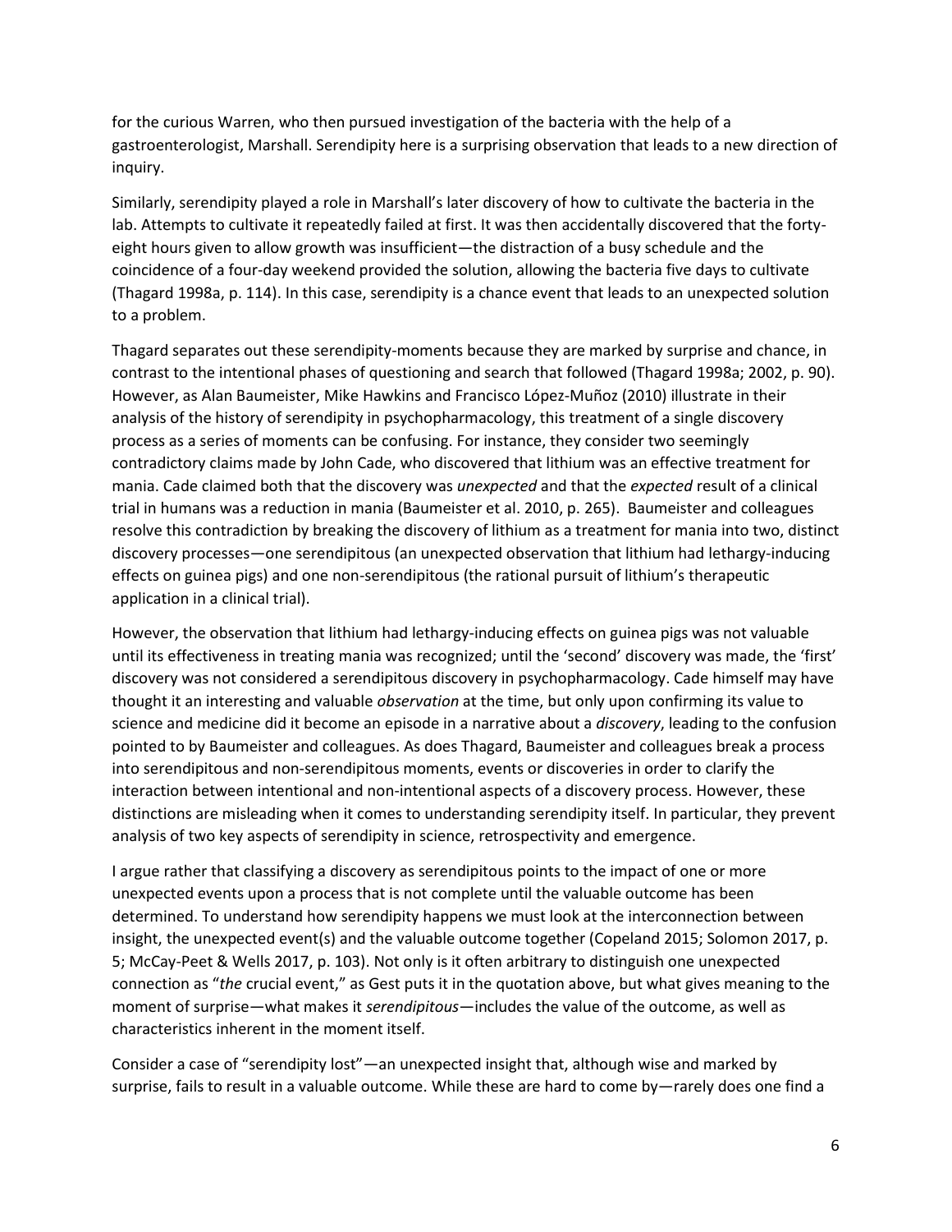for the curious Warren, who then pursued investigation of the bacteria with the help of a gastroenterologist, Marshall. Serendipity here is a surprising observation that leads to a new direction of inquiry.

Similarly, serendipity played a role in Marshall's later discovery of how to cultivate the bacteria in the lab. Attempts to cultivate it repeatedly failed at first. It was then accidentally discovered that the forty-eight hours given to allow growth was insufficient—the distraction of a busy schedule and the coincidence of a four-day weekend provided the solution, allowing the bacteria five days to cultivate (Thagard 1998a, p. 114). In this case, serendipity is a chance event that leads to an unexpected solution to a problem.

Thagard separates out these serendipity-moments because they are marked by surprise and chance, in contrast to the intentional phases of questioning and search that followed (Thagard 1998a; 2002, p. 90). However, as Alan Baumeister, Mike Hawkins and Francisco López-Muñoz (2010) illustrate in their analysis of the history of serendipity in psychopharmacology, this treatment of a single discovery process as a series of moments can be confusing. For instance, they consider two seemingly contradictory claims made by John Cade, who discovered that lithium was an effective treatment for mania. Cade claimed both that the discovery was *unexpected* and that the *expected* result of a clinical trial in humans was a reduction in mania (Baumeister et al. 2010, p. 265). Baumeister and colleagues resolve this contradiction by breaking the discovery of lithium as a treatment for mania into two, distinct discovery processes—one serendipitous (an unexpected observation that lithium had lethargy-inducing effects on guinea pigs) and one non-serendipitous (the rational pursuit of lithium's therapeutic application in a clinical trial).

However, the observation that lithium had lethargy-inducing effects on guinea pigs was not valuable until its effectiveness in treating mania was recognized; until the 'second' discovery was made, the 'first' discovery was not considered a serendipitous discovery in psychopharmacology. Cade himself may have thought it an interesting and valuable *observation* at the time, but only upon confirming its value to science and medicine did it become an episode in a narrative about a *discovery*, leading to the confusion pointed to by Baumeister and colleagues. As does Thagard, Baumeister and colleagues break a process into serendipitous and non-serendipitous moments, events or discoveries in order to clarify the interaction between intentional and non-intentional aspects of a discovery process. However, these distinctions are misleading when it comes to understanding serendipity itself. In particular, they prevent analysis of two key aspects of serendipity in science, retrospectivity and emergence.

I argue rather that classifying a discovery as serendipitous points to the impact of one or more unexpected events upon a process that is not complete until the valuable outcome has been determined. To understand how serendipity happens we must look at the interconnection between insight, the unexpected event(s) and the valuable outcome together (Copeland 2015; Solomon 2017, p. 5; McCay-Peet & Wells 2017, p. 103). Not only is it often arbitrary to distinguish one unexpected connection as "*the* crucial event," as Gest puts it in the quotation above, but what gives meaning to the moment of surprise—what makes it *serendipitous*—includes the value of the outcome, as well as characteristics inherent in the moment itself.

Consider a case of "serendipity lost"—an unexpected insight that, although wise and marked by surprise, fails to result in a valuable outcome. While these are hard to come by—rarely does one find a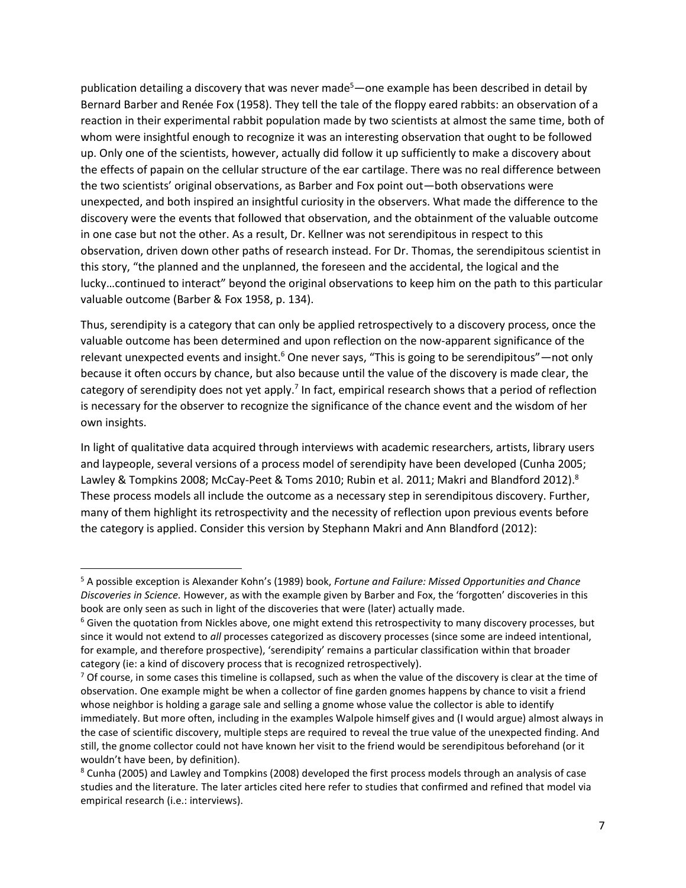publication detailing a discovery that was never made[5]—one example has been described in detail by Bernard Barber and Renée Fox (1958). They tell the tale of the floppy eared rabbits: an observation of a reaction in their experimental rabbit population made by two scientists at almost the same time, both of whom were insightful enough to recognize it was an interesting observation that ought to be followed up. Only one of the scientists, however, actually did follow it up sufficiently to make a discovery about the effects of papain on the cellular structure of the ear cartilage. There was no real difference between the two scientists' original observations, as Barber and Fox point out—both observations were unexpected, and both inspired an insightful curiosity in the observers. What made the difference to the discovery were the events that followed that observation, and the obtainment of the valuable outcome in one case but not the other. As a result, Dr. Kellner was not serendipitous in respect to this observation, driven down other paths of research instead. For Dr. Thomas, the serendipitous scientist in this story, "the planned and the unplanned, the foreseen and the accidental, the logical and the lucky…continued to interact" beyond the original observations to keep him on the path to this particular valuable outcome (Barber & Fox 1958, p. 134).

Thus, serendipity is a category that can only be applied retrospectively to a discovery process, once the valuable outcome has been determined and upon reflection on the now-apparent significance of the relevant unexpected events and insight.[6] One never says, "This is going to be serendipitous"—not only because it often occurs by chance, but also because until the value of the discovery is made clear, the category of serendipity does not yet apply.[7] In fact, empirical research shows that a period of reflection is necessary for the observer to recognize the significance of the chance event and the wisdom of her own insights.

In light of qualitative data acquired through interviews with academic researchers, artists, library users and laypeople, several versions of a process model of serendipity have been developed (Cunha 2005; Lawley & Tompkins 2008; McCay-Peet & Toms 2010; Rubin et al. 2011; Makri and Blandford 2012).[8] These process models all include the outcome as a necessary step in serendipitous discovery. Further, many of them highlight its retrospectivity and the necessity of reflection upon previous events before the category is applied. Consider this version by Stephann Makri and Ann Blandford (2012):

---

[5] A possible exception is Alexander Kohn's (1989) book, *Fortune and Failure: Missed Opportunities and Chance Discoveries in Science*. However, as with the example given by Barber and Fox, the 'forgotten' discoveries in this book are only seen as such in light of the discoveries that were (later) actually made.

[6] Given the quotation from Nickles above, one might extend this retrospectivity to many discovery processes, but since it would not extend to *all* processes categorized as discovery processes (since some are indeed intentional, for example, and therefore prospective), 'serendipity' remains a particular classification within that broader category (ie: a kind of discovery process that is recognized retrospectively).

[7] Of course, in some cases this timeline is collapsed, such as when the value of the discovery is clear at the time of observation. One example might be when a collector of fine garden gnomes happens by chance to visit a friend whose neighbor is holding a garage sale and selling a gnome whose value the collector is able to identify immediately. But more often, including in the examples Walpole himself gives and (I would argue) almost always in the case of scientific discovery, multiple steps are required to reveal the true value of the unexpected finding. And still, the gnome collector could not have known her visit to the friend would be serendipitous beforehand (or it wouldn't have been, by definition).

[8] Cunha (2005) and Lawley and Tompkins (2008) developed the first process models through an analysis of case studies and the literature. The later articles cited here refer to studies that confirmed and refined that model via empirical research (i.e.: interviews).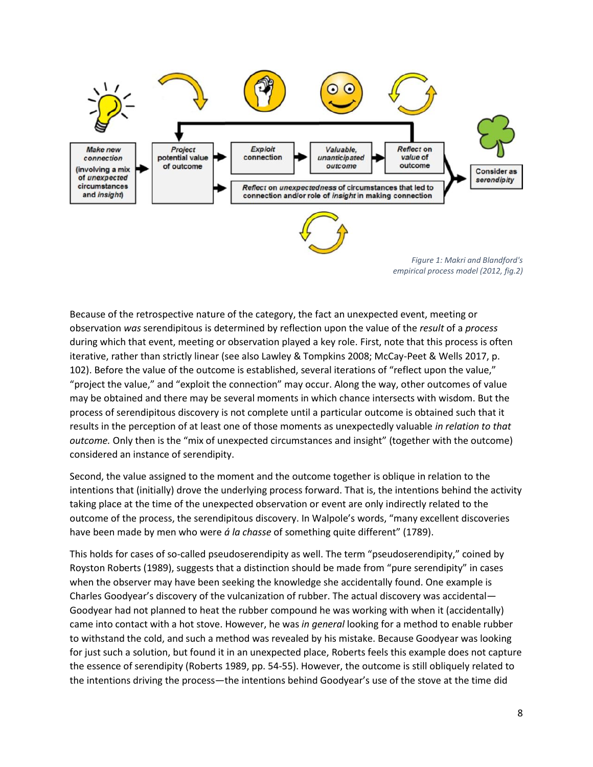Figure 1: Makri and Blandford's empirical process model (2012, fig.2)

Because of the retrospective nature of the category, the fact an unexpected event, meeting or observation *was* serendipitous is determined by reflection upon the value of the *result* of a *process* during which that event, meeting or observation played a key role. First, note that this process is often iterative, rather than strictly linear (see also Lawley & Tompkins 2008; McCay-Peet & Wells 2017, p. 102). Before the value of the outcome is established, several iterations of "reflect upon the value," "project the value," and "exploit the connection" may occur. Along the way, other outcomes of value may be obtained and there may be several moments in which chance intersects with wisdom. But the process of serendipitous discovery is not complete until a particular outcome is obtained such that it results in the perception of at least one of those moments as unexpectedly valuable *in relation to that outcome.* Only then is the "mix of unexpected circumstances and insight" (together with the outcome) considered an instance of serendipity.

Second, the value assigned to the moment and the outcome together is oblique in relation to the intentions that (initially) drove the underlying process forward. That is, the intentions behind the activity taking place at the time of the unexpected observation or event are only indirectly related to the outcome of the process, the serendipitous discovery. In Walpole's words, "many excellent discoveries have been made by men who were *á la chasse* of something quite different" (1789).

This holds for cases of so-called pseudoserendipity as well. The term "pseudoserendipity," coined by Royston Roberts (1989), suggests that a distinction should be made from "pure serendipity" in cases when the observer may have been seeking the knowledge she accidentally found. One example is Charles Goodyear's discovery of the vulcanization of rubber. The actual discovery was accidental—Goodyear had not planned to heat the rubber compound he was working with when it (accidentally) came into contact with a hot stove. However, he was *in general* looking for a method to enable rubber to withstand the cold, and such a method was revealed by his mistake. Because Goodyear was looking for just such a solution, but found it in an unexpected place, Roberts feels this example does not capture the essence of serendipity (Roberts 1989, pp. 54-55). However, the outcome is still obliquely related to the intentions driving the process—the intentions behind Goodyear's use of the stove at the time did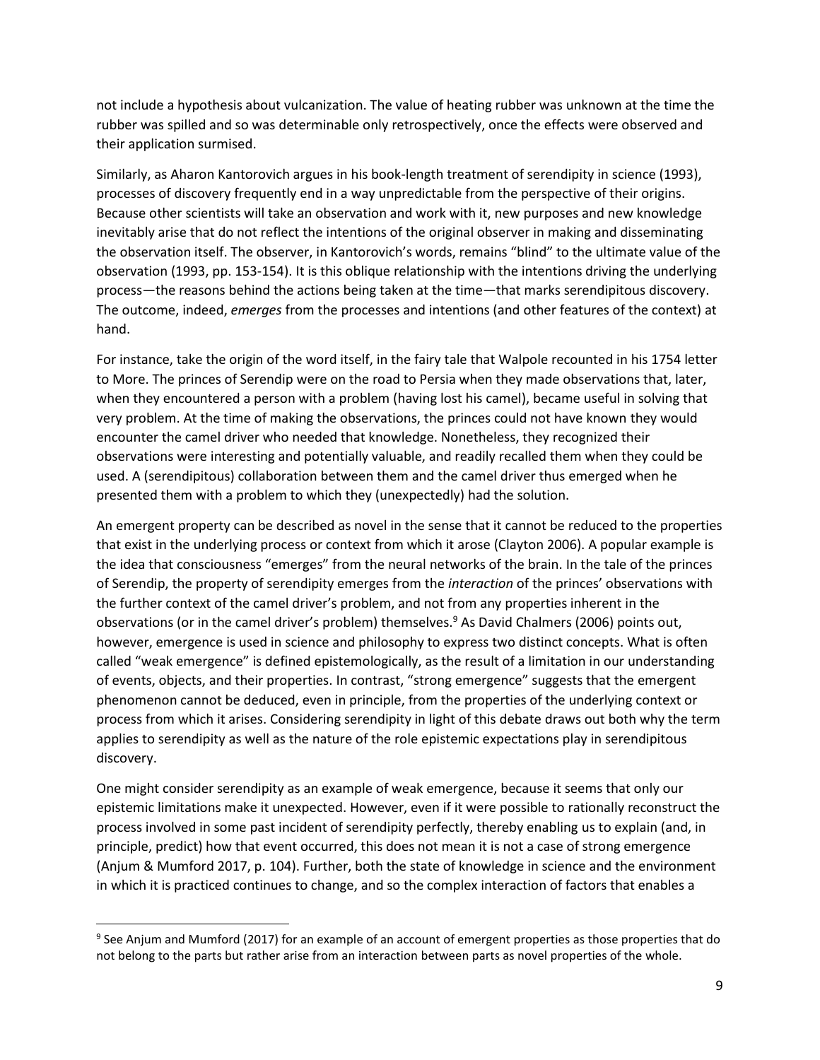not include a hypothesis about vulcanization. The value of heating rubber was unknown at the time the rubber was spilled and so was determinable only retrospectively, once the effects were observed and their application surmised.

Similarly, as Aharon Kantorovich argues in his book-length treatment of serendipity in science (1993), processes of discovery frequently end in a way unpredictable from the perspective of their origins. Because other scientists will take an observation and work with it, new purposes and new knowledge inevitably arise that do not reflect the intentions of the original observer in making and disseminating the observation itself. The observer, in Kantorovich's words, remains "blind" to the ultimate value of the observation (1993, pp. 153-154). It is this oblique relationship with the intentions driving the underlying process—the reasons behind the actions being taken at the time—that marks serendipitous discovery. The outcome, indeed, *emerges* from the processes and intentions (and other features of the context) at hand.

For instance, take the origin of the word itself, in the fairy tale that Walpole recounted in his 1754 letter to More. The princes of Serendip were on the road to Persia when they made observations that, later, when they encountered a person with a problem (having lost his camel), became useful in solving that very problem. At the time of making the observations, the princes could not have known they would encounter the camel driver who needed that knowledge. Nonetheless, they recognized their observations were interesting and potentially valuable, and readily recalled them when they could be used. A (serendipitous) collaboration between them and the camel driver thus emerged when he presented them with a problem to which they (unexpectedly) had the solution.

An emergent property can be described as novel in the sense that it cannot be reduced to the properties that exist in the underlying process or context from which it arose (Clayton 2006). A popular example is the idea that consciousness "emerges" from the neural networks of the brain. In the tale of the princes of Serendip, the property of serendipity emerges from the *interaction* of the princes' observations with the further context of the camel driver's problem, and not from any properties inherent in the observations (or in the camel driver's problem) themselves.[9] As David Chalmers (2006) points out, however, emergence is used in science and philosophy to express two distinct concepts. What is often called "weak emergence" is defined epistemologically, as the result of a limitation in our understanding of events, objects, and their properties. In contrast, "strong emergence" suggests that the emergent phenomenon cannot be deduced, even in principle, from the properties of the underlying context or process from which it arises. Considering serendipity in light of this debate draws out both why the term applies to serendipity as well as the nature of the role epistemic expectations play in serendipitous discovery.

One might consider serendipity as an example of weak emergence, because it seems that only our epistemic limitations make it unexpected. However, even if it were possible to rationally reconstruct the process involved in some past incident of serendipity perfectly, thereby enabling us to explain (and, in principle, predict) how that event occurred, this does not mean it is not a case of strong emergence (Anjum & Mumford 2017, p. 104). Further, both the state of knowledge in science and the environment in which it is practiced continues to change, and so the complex interaction of factors that enables a

[9] See Anjum and Mumford (2017) for an example of an account of emergent properties as those properties that do not belong to the parts but rather arise from an interaction between parts as novel properties of the whole.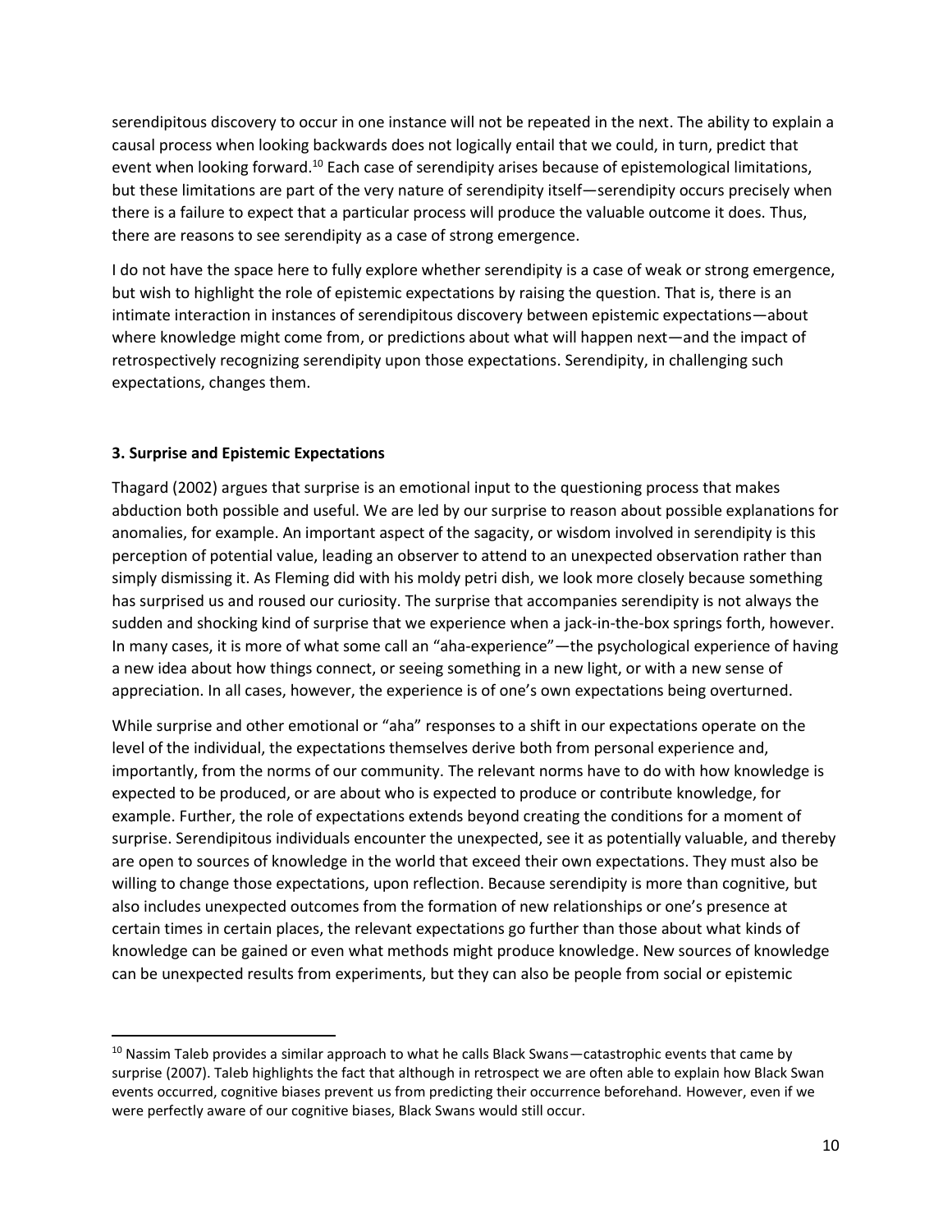serendipitous discovery to occur in one instance will not be repeated in the next. The ability to explain a causal process when looking backwards does not logically entail that we could, in turn, predict that event when looking forward.[10] Each case of serendipity arises because of epistemological limitations, but these limitations are part of the very nature of serendipity itself—serendipity occurs precisely when there is a failure to expect that a particular process will produce the valuable outcome it does. Thus, there are reasons to see serendipity as a case of strong emergence.

I do not have the space here to fully explore whether serendipity is a case of weak or strong emergence, but wish to highlight the role of epistemic expectations by raising the question. That is, there is an intimate interaction in instances of serendipitous discovery between epistemic expectations—about where knowledge might come from, or predictions about what will happen next—and the impact of retrospectively recognizing serendipity upon those expectations. Serendipity, in challenging such expectations, changes them.

### 3. Surprise and Epistemic Expectations

Thagard (2002) argues that surprise is an emotional input to the questioning process that makes abduction both possible and useful. We are led by our surprise to reason about possible explanations for anomalies, for example. An important aspect of the sagacity, or wisdom involved in serendipity is this perception of potential value, leading an observer to attend to an unexpected observation rather than simply dismissing it. As Fleming did with his moldy petri dish, we look more closely because something has surprised us and roused our curiosity. The surprise that accompanies serendipity is not always the sudden and shocking kind of surprise that we experience when a jack-in-the-box springs forth, however. In many cases, it is more of what some call an "aha-experience"—the psychological experience of having a new idea about how things connect, or seeing something in a new light, or with a new sense of appreciation. In all cases, however, the experience is of one's own expectations being overturned.

While surprise and other emotional or "aha" responses to a shift in our expectations operate on the level of the individual, the expectations themselves derive both from personal experience and, importantly, from the norms of our community. The relevant norms have to do with how knowledge is expected to be produced, or are about who is expected to produce or contribute knowledge, for example. Further, the role of expectations extends beyond creating the conditions for a moment of surprise. Serendipitous individuals encounter the unexpected, see it as potentially valuable, and thereby are open to sources of knowledge in the world that exceed their own expectations. They must also be willing to change those expectations, upon reflection. Because serendipity is more than cognitive, but also includes unexpected outcomes from the formation of new relationships or one's presence at certain times in certain places, the relevant expectations go further than those about what kinds of knowledge can be gained or even what methods might produce knowledge. New sources of knowledge can be unexpected results from experiments, but they can also be people from social or epistemic

[10] Nassim Taleb provides a similar approach to what he calls Black Swans—catastrophic events that came by surprise (2007). Taleb highlights the fact that although in retrospect we are often able to explain how Black Swan events occurred, cognitive biases prevent us from predicting their occurrence beforehand. However, even if we were perfectly aware of our cognitive biases, Black Swans would still occur.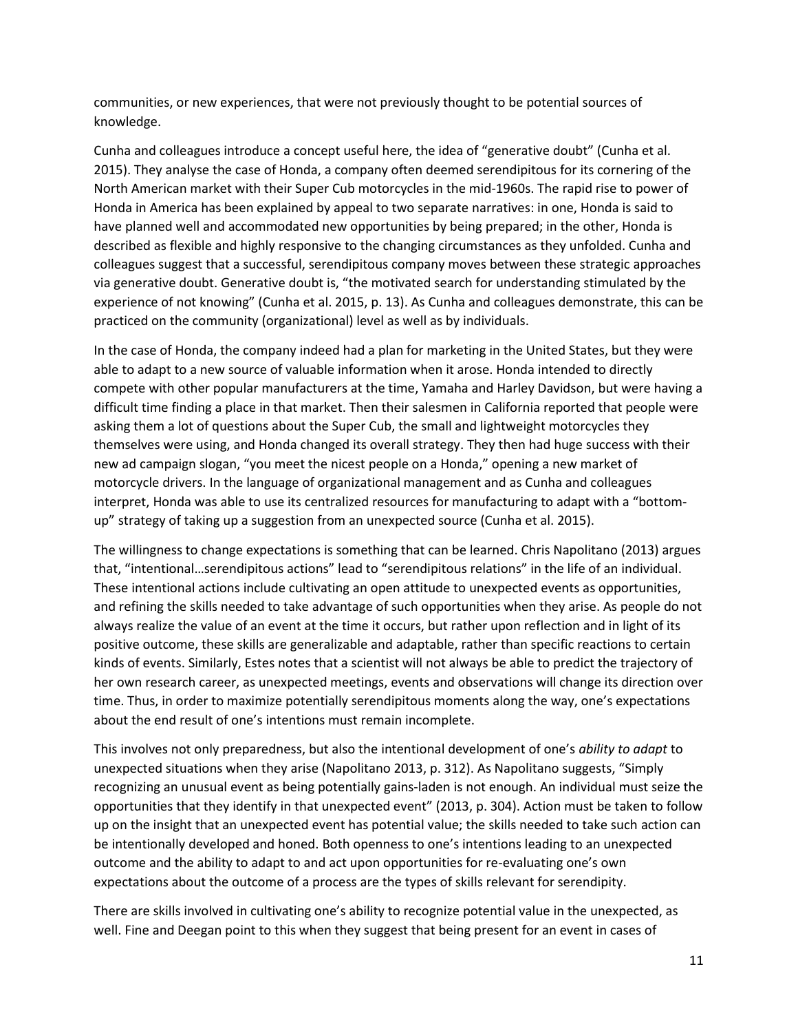communities, or new experiences, that were not previously thought to be potential sources of knowledge.

Cunha and colleagues introduce a concept useful here, the idea of "generative doubt" (Cunha et al. 2015). They analyse the case of Honda, a company often deemed serendipitous for its cornering of the North American market with their Super Cub motorcycles in the mid-1960s. The rapid rise to power of Honda in America has been explained by appeal to two separate narratives: in one, Honda is said to have planned well and accommodated new opportunities by being prepared; in the other, Honda is described as flexible and highly responsive to the changing circumstances as they unfolded. Cunha and colleagues suggest that a successful, serendipitous company moves between these strategic approaches via generative doubt. Generative doubt is, "the motivated search for understanding stimulated by the experience of not knowing" (Cunha et al. 2015, p. 13). As Cunha and colleagues demonstrate, this can be practiced on the community (organizational) level as well as by individuals.

In the case of Honda, the company indeed had a plan for marketing in the United States, but they were able to adapt to a new source of valuable information when it arose. Honda intended to directly compete with other popular manufacturers at the time, Yamaha and Harley Davidson, but were having a difficult time finding a place in that market. Then their salesmen in California reported that people were asking them a lot of questions about the Super Cub, the small and lightweight motorcycles they themselves were using, and Honda changed its overall strategy. They then had huge success with their new ad campaign slogan, "you meet the nicest people on a Honda," opening a new market of motorcycle drivers. In the language of organizational management and as Cunha and colleagues interpret, Honda was able to use its centralized resources for manufacturing to adapt with a "bottom-up" strategy of taking up a suggestion from an unexpected source (Cunha et al. 2015).

The willingness to change expectations is something that can be learned. Chris Napolitano (2013) argues that, "intentional…serendipitous actions" lead to "serendipitous relations" in the life of an individual. These intentional actions include cultivating an open attitude to unexpected events as opportunities, and refining the skills needed to take advantage of such opportunities when they arise. As people do not always realize the value of an event at the time it occurs, but rather upon reflection and in light of its positive outcome, these skills are generalizable and adaptable, rather than specific reactions to certain kinds of events. Similarly, Estes notes that a scientist will not always be able to predict the trajectory of her own research career, as unexpected meetings, events and observations will change its direction over time. Thus, in order to maximize potentially serendipitous moments along the way, one's expectations about the end result of one's intentions must remain incomplete.

This involves not only preparedness, but also the intentional development of one's *ability to adapt* to unexpected situations when they arise (Napolitano 2013, p. 312). As Napolitano suggests, "Simply recognizing an unusual event as being potentially gains-laden is not enough. An individual must seize the opportunities that they identify in that unexpected event" (2013, p. 304). Action must be taken to follow up on the insight that an unexpected event has potential value; the skills needed to take such action can be intentionally developed and honed. Both openness to one's intentions leading to an unexpected outcome and the ability to adapt to and act upon opportunities for re-evaluating one's own expectations about the outcome of a process are the types of skills relevant for serendipity.

There are skills involved in cultivating one's ability to recognize potential value in the unexpected, as well. Fine and Deegan point to this when they suggest that being present for an event in cases of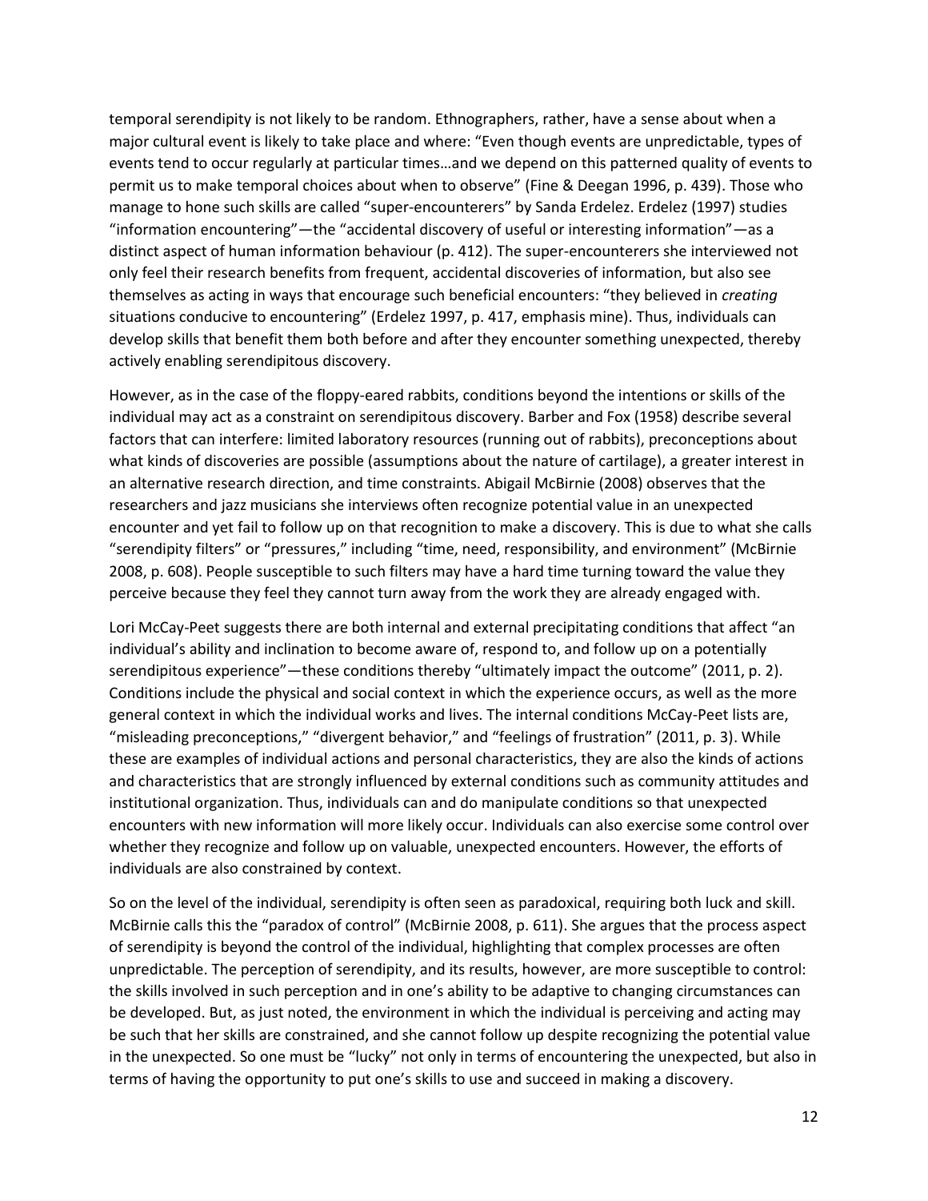temporal serendipity is not likely to be random. Ethnographers, rather, have a sense about when a major cultural event is likely to take place and where: "Even though events are unpredictable, types of events tend to occur regularly at particular times…and we depend on this patterned quality of events to permit us to make temporal choices about when to observe" (Fine & Deegan 1996, p. 439). Those who manage to hone such skills are called "super-encounterers" by Sanda Erdelez. Erdelez (1997) studies "information encountering"—the "accidental discovery of useful or interesting information"—as a distinct aspect of human information behaviour (p. 412). The super-encounterers she interviewed not only feel their research benefits from frequent, accidental discoveries of information, but also see themselves as acting in ways that encourage such beneficial encounters: "they believed in *creating* situations conducive to encountering" (Erdelez 1997, p. 417, emphasis mine). Thus, individuals can develop skills that benefit them both before and after they encounter something unexpected, thereby actively enabling serendipitous discovery.

However, as in the case of the floppy-eared rabbits, conditions beyond the intentions or skills of the individual may act as a constraint on serendipitous discovery. Barber and Fox (1958) describe several factors that can interfere: limited laboratory resources (running out of rabbits), preconceptions about what kinds of discoveries are possible (assumptions about the nature of cartilage), a greater interest in an alternative research direction, and time constraints. Abigail McBirnie (2008) observes that the researchers and jazz musicians she interviews often recognize potential value in an unexpected encounter and yet fail to follow up on that recognition to make a discovery. This is due to what she calls "serendipity filters" or "pressures," including "time, need, responsibility, and environment" (McBirnie 2008, p. 608). People susceptible to such filters may have a hard time turning toward the value they perceive because they feel they cannot turn away from the work they are already engaged with.

Lori McCay-Peet suggests there are both internal and external precipitating conditions that affect "an individual's ability and inclination to become aware of, respond to, and follow up on a potentially serendipitous experience"—these conditions thereby "ultimately impact the outcome" (2011, p. 2). Conditions include the physical and social context in which the experience occurs, as well as the more general context in which the individual works and lives. The internal conditions McCay-Peet lists are, "misleading preconceptions," "divergent behavior," and "feelings of frustration" (2011, p. 3). While these are examples of individual actions and personal characteristics, they are also the kinds of actions and characteristics that are strongly influenced by external conditions such as community attitudes and institutional organization. Thus, individuals can and do manipulate conditions so that unexpected encounters with new information will more likely occur. Individuals can also exercise some control over whether they recognize and follow up on valuable, unexpected encounters. However, the efforts of individuals are also constrained by context.

So on the level of the individual, serendipity is often seen as paradoxical, requiring both luck and skill. McBirnie calls this the "paradox of control" (McBirnie 2008, p. 611). She argues that the process aspect of serendipity is beyond the control of the individual, highlighting that complex processes are often unpredictable. The perception of serendipity, and its results, however, are more susceptible to control: the skills involved in such perception and in one's ability to be adaptive to changing circumstances can be developed. But, as just noted, the environment in which the individual is perceiving and acting may be such that her skills are constrained, and she cannot follow up despite recognizing the potential value in the unexpected. So one must be "lucky" not only in terms of encountering the unexpected, but also in terms of having the opportunity to put one's skills to use and succeed in making a discovery.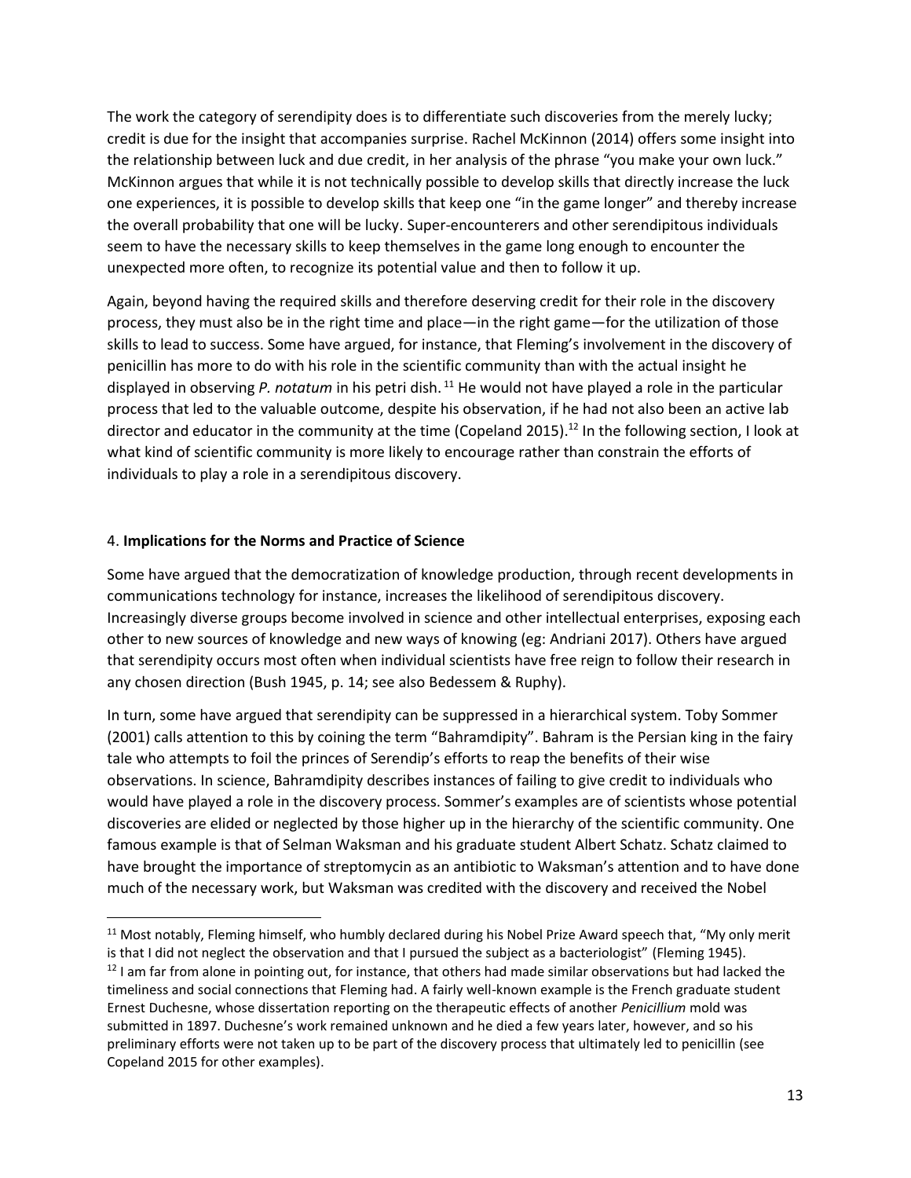The work the category of serendipity does is to differentiate such discoveries from the merely lucky; credit is due for the insight that accompanies surprise. Rachel McKinnon (2014) offers some insight into the relationship between luck and due credit, in her analysis of the phrase "you make your own luck." McKinnon argues that while it is not technically possible to develop skills that directly increase the luck one experiences, it is possible to develop skills that keep one "in the game longer" and thereby increase the overall probability that one will be lucky. Super-encounterers and other serendipitous individuals seem to have the necessary skills to keep themselves in the game long enough to encounter the unexpected more often, to recognize its potential value and then to follow it up.

Again, beyond having the required skills and therefore deserving credit for their role in the discovery process, they must also be in the right time and place—in the right game—for the utilization of those skills to lead to success. Some have argued, for instance, that Fleming's involvement in the discovery of penicillin has more to do with his role in the scientific community than with the actual insight he displayed in observing *P. notatum* in his petri dish.[11] He would not have played a role in the particular process that led to the valuable outcome, despite his observation, if he had not also been an active lab director and educator in the community at the time (Copeland 2015).[12] In the following section, I look at what kind of scientific community is more likely to encourage rather than constrain the efforts of individuals to play a role in a serendipitous discovery.

## 4. **Implications for the Norms and Practice of Science**

Some have argued that the democratization of knowledge production, through recent developments in communications technology for instance, increases the likelihood of serendipitous discovery. Increasingly diverse groups become involved in science and other intellectual enterprises, exposing each other to new sources of knowledge and new ways of knowing (eg: Andriani 2017). Others have argued that serendipity occurs most often when individual scientists have free reign to follow their research in any chosen direction (Bush 1945, p. 14; see also Bedessem & Ruphy).

In turn, some have argued that serendipity can be suppressed in a hierarchical system. Toby Sommer (2001) calls attention to this by coining the term "Bahramdipity". Bahram is the Persian king in the fairy tale who attempts to foil the princes of Serendip's efforts to reap the benefits of their wise observations. In science, Bahramdipity describes instances of failing to give credit to individuals who would have played a role in the discovery process. Sommer's examples are of scientists whose potential discoveries are elided or neglected by those higher up in the hierarchy of the scientific community. One famous example is that of Selman Waksman and his graduate student Albert Schatz. Schatz claimed to have brought the importance of streptomycin as an antibiotic to Waksman's attention and to have done much of the necessary work, but Waksman was credited with the discovery and received the Nobel

---

[11] Most notably, Fleming himself, who humbly declared during his Nobel Prize Award speech that, "My only merit is that I did not neglect the observation and that I pursued the subject as a bacteriologist" (Fleming 1945).

[12] I am far from alone in pointing out, for instance, that others had made similar observations but had lacked the timeliness and social connections that Fleming had. A fairly well-known example is the French graduate student Ernest Duchesne, whose dissertation reporting on the therapeutic effects of another *Penicillium* mold was submitted in 1897. Duchesne's work remained unknown and he died a few years later, however, and so his preliminary efforts were not taken up to be part of the discovery process that ultimately led to penicillin (see Copeland 2015 for other examples).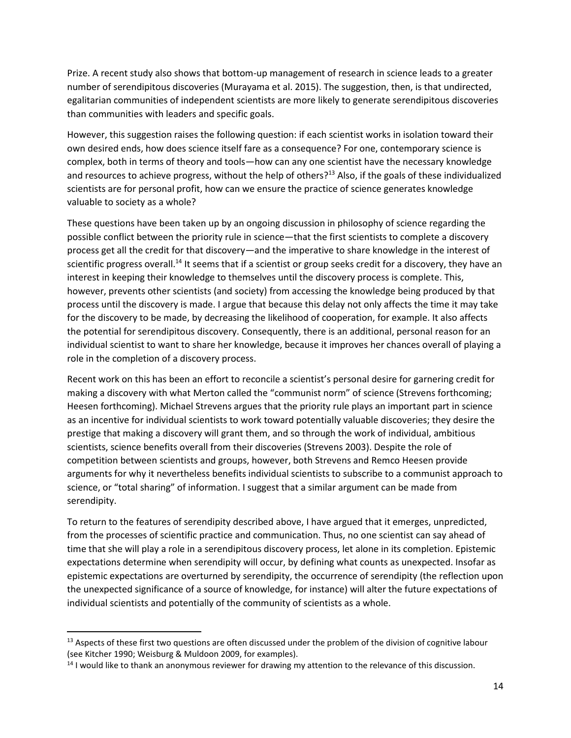Prize. A recent study also shows that bottom-up management of research in science leads to a greater number of serendipitous discoveries (Murayama et al. 2015). The suggestion, then, is that undirected, egalitarian communities of independent scientists are more likely to generate serendipitous discoveries than communities with leaders and specific goals.

However, this suggestion raises the following question: if each scientist works in isolation toward their own desired ends, how does science itself fare as a consequence? For one, contemporary science is complex, both in terms of theory and tools—how can any one scientist have the necessary knowledge and resources to achieve progress, without the help of others?[13] Also, if the goals of these individualized scientists are for personal profit, how can we ensure the practice of science generates knowledge valuable to society as a whole?

These questions have been taken up by an ongoing discussion in philosophy of science regarding the possible conflict between the priority rule in science—that the first scientists to complete a discovery process get all the credit for that discovery—and the imperative to share knowledge in the interest of scientific progress overall.[14] It seems that if a scientist or group seeks credit for a discovery, they have an interest in keeping their knowledge to themselves until the discovery process is complete. This, however, prevents other scientists (and society) from accessing the knowledge being produced by that process until the discovery is made. I argue that because this delay not only affects the time it may take for the discovery to be made, by decreasing the likelihood of cooperation, for example. It also affects the potential for serendipitous discovery. Consequently, there is an additional, personal reason for an individual scientist to want to share her knowledge, because it improves her chances overall of playing a role in the completion of a discovery process.

Recent work on this has been an effort to reconcile a scientist's personal desire for garnering credit for making a discovery with what Merton called the "communist norm" of science (Strevens forthcoming; Heesen forthcoming). Michael Strevens argues that the priority rule plays an important part in science as an incentive for individual scientists to work toward potentially valuable discoveries; they desire the prestige that making a discovery will grant them, and so through the work of individual, ambitious scientists, science benefits overall from their discoveries (Strevens 2003). Despite the role of competition between scientists and groups, however, both Strevens and Remco Heesen provide arguments for why it nevertheless benefits individual scientists to subscribe to a communist approach to science, or "total sharing" of information. I suggest that a similar argument can be made from serendipity.

To return to the features of serendipity described above, I have argued that it emerges, unpredicted, from the processes of scientific practice and communication. Thus, no one scientist can say ahead of time that she will play a role in a serendipitous discovery process, let alone in its completion. Epistemic expectations determine when serendipity will occur, by defining what counts as unexpected. Insofar as epistemic expectations are overturned by serendipity, the occurrence of serendipity (the reflection upon the unexpected significance of a source of knowledge, for instance) will alter the future expectations of individual scientists and potentially of the community of scientists as a whole.

---

[13] Aspects of these first two questions are often discussed under the problem of the division of cognitive labour (see Kitcher 1990; Weisburg & Muldoon 2009, for examples).

[14] I would like to thank an anonymous reviewer for drawing my attention to the relevance of this discussion.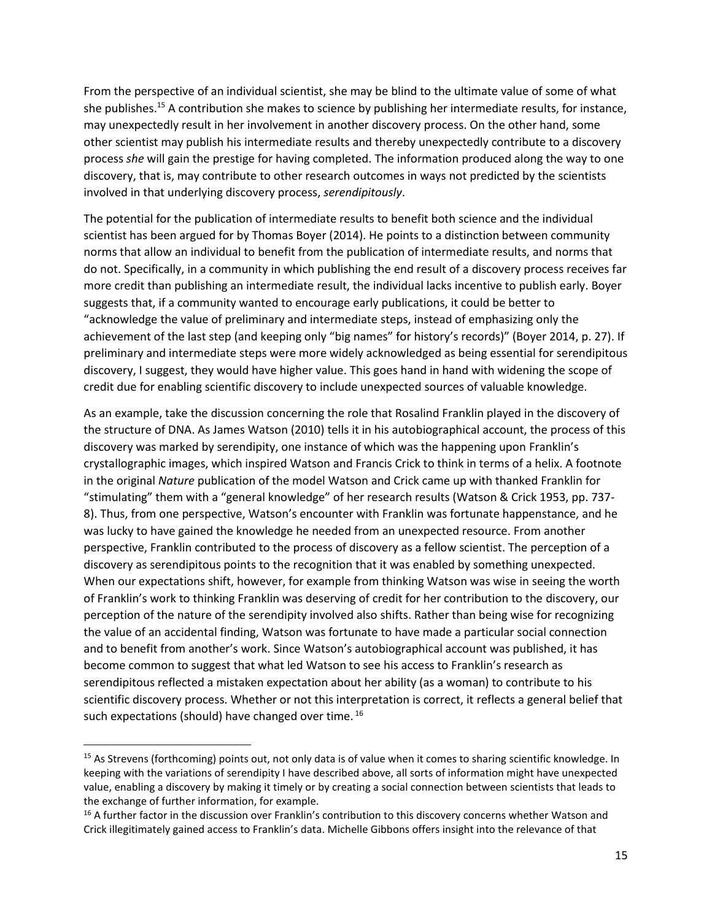From the perspective of an individual scientist, she may be blind to the ultimate value of some of what she publishes.[15] A contribution she makes to science by publishing her intermediate results, for instance, may unexpectedly result in her involvement in another discovery process. On the other hand, some other scientist may publish his intermediate results and thereby unexpectedly contribute to a discovery process *she* will gain the prestige for having completed. The information produced along the way to one discovery, that is, may contribute to other research outcomes in ways not predicted by the scientists involved in that underlying discovery process, *serendipitously*.

The potential for the publication of intermediate results to benefit both science and the individual scientist has been argued for by Thomas Boyer (2014). He points to a distinction between community norms that allow an individual to benefit from the publication of intermediate results, and norms that do not. Specifically, in a community in which publishing the end result of a discovery process receives far more credit than publishing an intermediate result, the individual lacks incentive to publish early. Boyer suggests that, if a community wanted to encourage early publications, it could be better to "acknowledge the value of preliminary and intermediate steps, instead of emphasizing only the achievement of the last step (and keeping only "big names" for history's records)" (Boyer 2014, p. 27). If preliminary and intermediate steps were more widely acknowledged as being essential for serendipitous discovery, I suggest, they would have higher value. This goes hand in hand with widening the scope of credit due for enabling scientific discovery to include unexpected sources of valuable knowledge.

As an example, take the discussion concerning the role that Rosalind Franklin played in the discovery of the structure of DNA. As James Watson (2010) tells it in his autobiographical account, the process of this discovery was marked by serendipity, one instance of which was the happening upon Franklin's crystallographic images, which inspired Watson and Francis Crick to think in terms of a helix. A footnote in the original *Nature* publication of the model Watson and Crick came up with thanked Franklin for "stimulating" them with a "general knowledge" of her research results (Watson & Crick 1953, pp. 737-8). Thus, from one perspective, Watson's encounter with Franklin was fortunate happenstance, and he was lucky to have gained the knowledge he needed from an unexpected resource. From another perspective, Franklin contributed to the process of discovery as a fellow scientist. The perception of a discovery as serendipitous points to the recognition that it was enabled by something unexpected. When our expectations shift, however, for example from thinking Watson was wise in seeing the worth of Franklin's work to thinking Franklin was deserving of credit for her contribution to the discovery, our perception of the nature of the serendipity involved also shifts. Rather than being wise for recognizing the value of an accidental finding, Watson was fortunate to have made a particular social connection and to benefit from another's work. Since Watson's autobiographical account was published, it has become common to suggest that what led Watson to see his access to Franklin's research as serendipitous reflected a mistaken expectation about her ability (as a woman) to contribute to his scientific discovery process. Whether or not this interpretation is correct, it reflects a general belief that such expectations (should) have changed over time.[16]

---

[15] As Strevens (forthcoming) points out, not only data is of value when it comes to sharing scientific knowledge. In keeping with the variations of serendipity I have described above, all sorts of information might have unexpected value, enabling a discovery by making it timely or by creating a social connection between scientists that leads to the exchange of further information, for example.

[16] A further factor in the discussion over Franklin's contribution to this discovery concerns whether Watson and Crick illegitimately gained access to Franklin's data. Michelle Gibbons offers insight into the relevance of that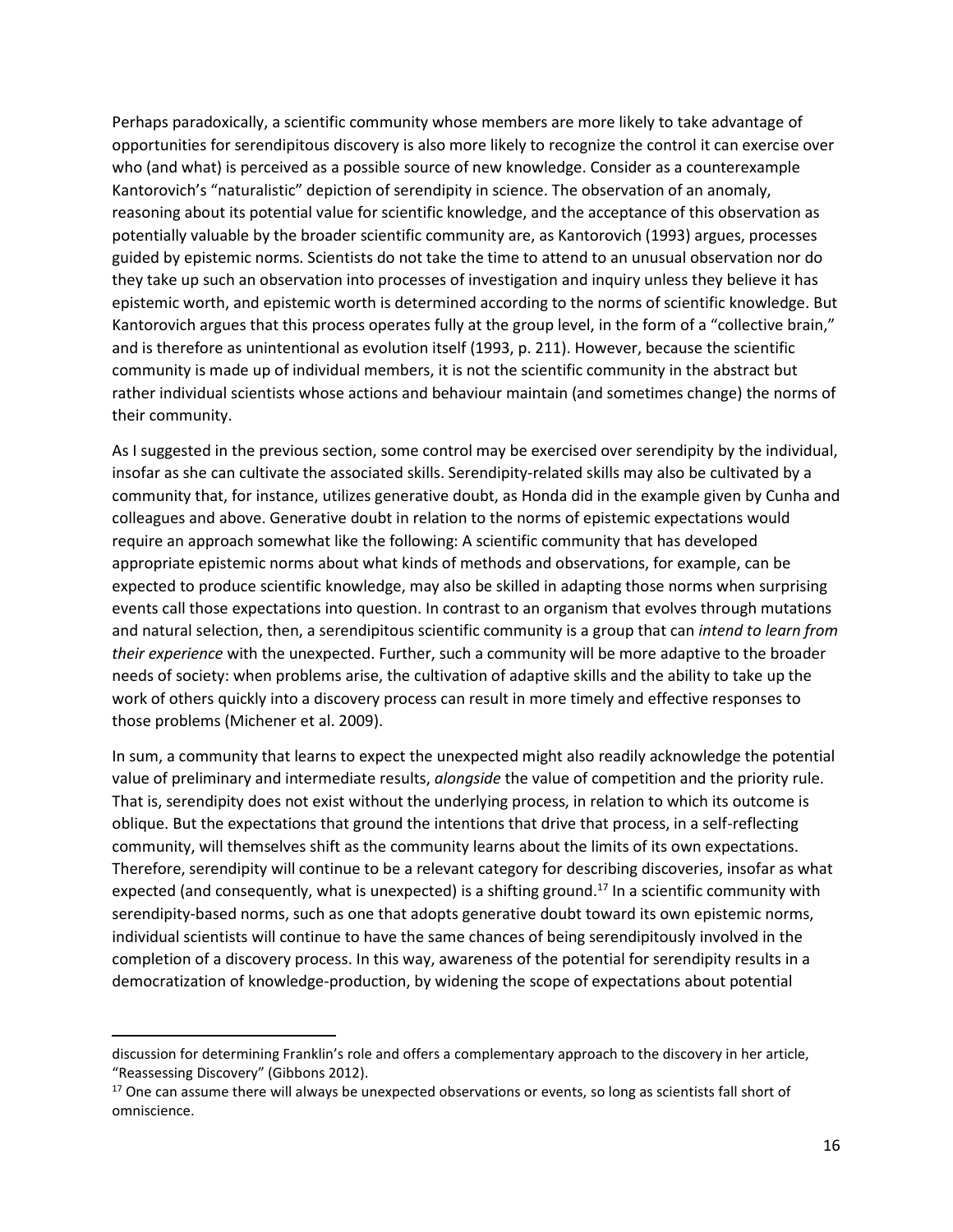Perhaps paradoxically, a scientific community whose members are more likely to take advantage of opportunities for serendipitous discovery is also more likely to recognize the control it can exercise over who (and what) is perceived as a possible source of new knowledge. Consider as a counterexample Kantorovich's "naturalistic" depiction of serendipity in science. The observation of an anomaly, reasoning about its potential value for scientific knowledge, and the acceptance of this observation as potentially valuable by the broader scientific community are, as Kantorovich (1993) argues, processes guided by epistemic norms. Scientists do not take the time to attend to an unusual observation nor do they take up such an observation into processes of investigation and inquiry unless they believe it has epistemic worth, and epistemic worth is determined according to the norms of scientific knowledge. But Kantorovich argues that this process operates fully at the group level, in the form of a "collective brain," and is therefore as unintentional as evolution itself (1993, p. 211). However, because the scientific community is made up of individual members, it is not the scientific community in the abstract but rather individual scientists whose actions and behaviour maintain (and sometimes change) the norms of their community.

As I suggested in the previous section, some control may be exercised over serendipity by the individual, insofar as she can cultivate the associated skills. Serendipity-related skills may also be cultivated by a community that, for instance, utilizes generative doubt, as Honda did in the example given by Cunha and colleagues and above. Generative doubt in relation to the norms of epistemic expectations would require an approach somewhat like the following: A scientific community that has developed appropriate epistemic norms about what kinds of methods and observations, for example, can be expected to produce scientific knowledge, may also be skilled in adapting those norms when surprising events call those expectations into question. In contrast to an organism that evolves through mutations and natural selection, then, a serendipitous scientific community is a group that can *intend to learn from their experience* with the unexpected. Further, such a community will be more adaptive to the broader needs of society: when problems arise, the cultivation of adaptive skills and the ability to take up the work of others quickly into a discovery process can result in more timely and effective responses to those problems (Michener et al. 2009).

In sum, a community that learns to expect the unexpected might also readily acknowledge the potential value of preliminary and intermediate results, *alongside* the value of competition and the priority rule. That is, serendipity does not exist without the underlying process, in relation to which its outcome is oblique. But the expectations that ground the intentions that drive that process, in a self-reflecting community, will themselves shift as the community learns about the limits of its own expectations. Therefore, serendipity will continue to be a relevant category for describing discoveries, insofar as what expected (and consequently, what is unexpected) is a shifting ground.[17] In a scientific community with serendipity-based norms, such as one that adopts generative doubt toward its own epistemic norms, individual scientists will continue to have the same chances of being serendipitously involved in the completion of a discovery process. In this way, awareness of the potential for serendipity results in a democratization of knowledge-production, by widening the scope of expectations about potential

discussion for determining Franklin's role and offers a complementary approach to the discovery in her article, "Reassessing Discovery" (Gibbons 2012).

[17] One can assume there will always be unexpected observations or events, so long as scientists fall short of omniscience.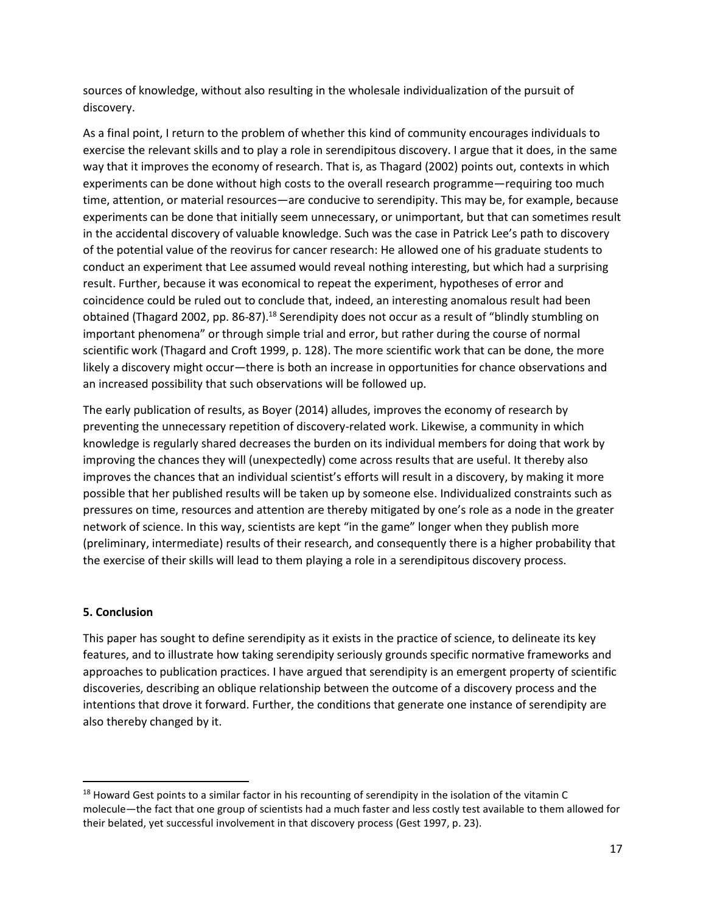sources of knowledge, without also resulting in the wholesale individualization of the pursuit of discovery.

As a final point, I return to the problem of whether this kind of community encourages individuals to exercise the relevant skills and to play a role in serendipitous discovery. I argue that it does, in the same way that it improves the economy of research. That is, as Thagard (2002) points out, contexts in which experiments can be done without high costs to the overall research programme—requiring too much time, attention, or material resources—are conducive to serendipity. This may be, for example, because experiments can be done that initially seem unnecessary, or unimportant, but that can sometimes result in the accidental discovery of valuable knowledge. Such was the case in Patrick Lee's path to discovery of the potential value of the reovirus for cancer research: He allowed one of his graduate students to conduct an experiment that Lee assumed would reveal nothing interesting, but which had a surprising result. Further, because it was economical to repeat the experiment, hypotheses of error and coincidence could be ruled out to conclude that, indeed, an interesting anomalous result had been obtained (Thagard 2002, pp. 86-87).[18] Serendipity does not occur as a result of "blindly stumbling on important phenomena" or through simple trial and error, but rather during the course of normal scientific work (Thagard and Croft 1999, p. 128). The more scientific work that can be done, the more likely a discovery might occur—there is both an increase in opportunities for chance observations and an increased possibility that such observations will be followed up.

The early publication of results, as Boyer (2014) alludes, improves the economy of research by preventing the unnecessary repetition of discovery-related work. Likewise, a community in which knowledge is regularly shared decreases the burden on its individual members for doing that work by improving the chances they will (unexpectedly) come across results that are useful. It thereby also improves the chances that an individual scientist's efforts will result in a discovery, by making it more possible that her published results will be taken up by someone else. Individualized constraints such as pressures on time, resources and attention are thereby mitigated by one's role as a node in the greater network of science. In this way, scientists are kept "in the game" longer when they publish more (preliminary, intermediate) results of their research, and consequently there is a higher probability that the exercise of their skills will lead to them playing a role in a serendipitous discovery process.

## 5. Conclusion

This paper has sought to define serendipity as it exists in the practice of science, to delineate its key features, and to illustrate how taking serendipity seriously grounds specific normative frameworks and approaches to publication practices. I have argued that serendipity is an emergent property of scientific discoveries, describing an oblique relationship between the outcome of a discovery process and the intentions that drove it forward. Further, the conditions that generate one instance of serendipity are also thereby changed by it.

---

[18] Howard Gest points to a similar factor in his recounting of serendipity in the isolation of the vitamin C molecule—the fact that one group of scientists had a much faster and less costly test available to them allowed for their belated, yet successful involvement in that discovery process (Gest 1997, p. 23).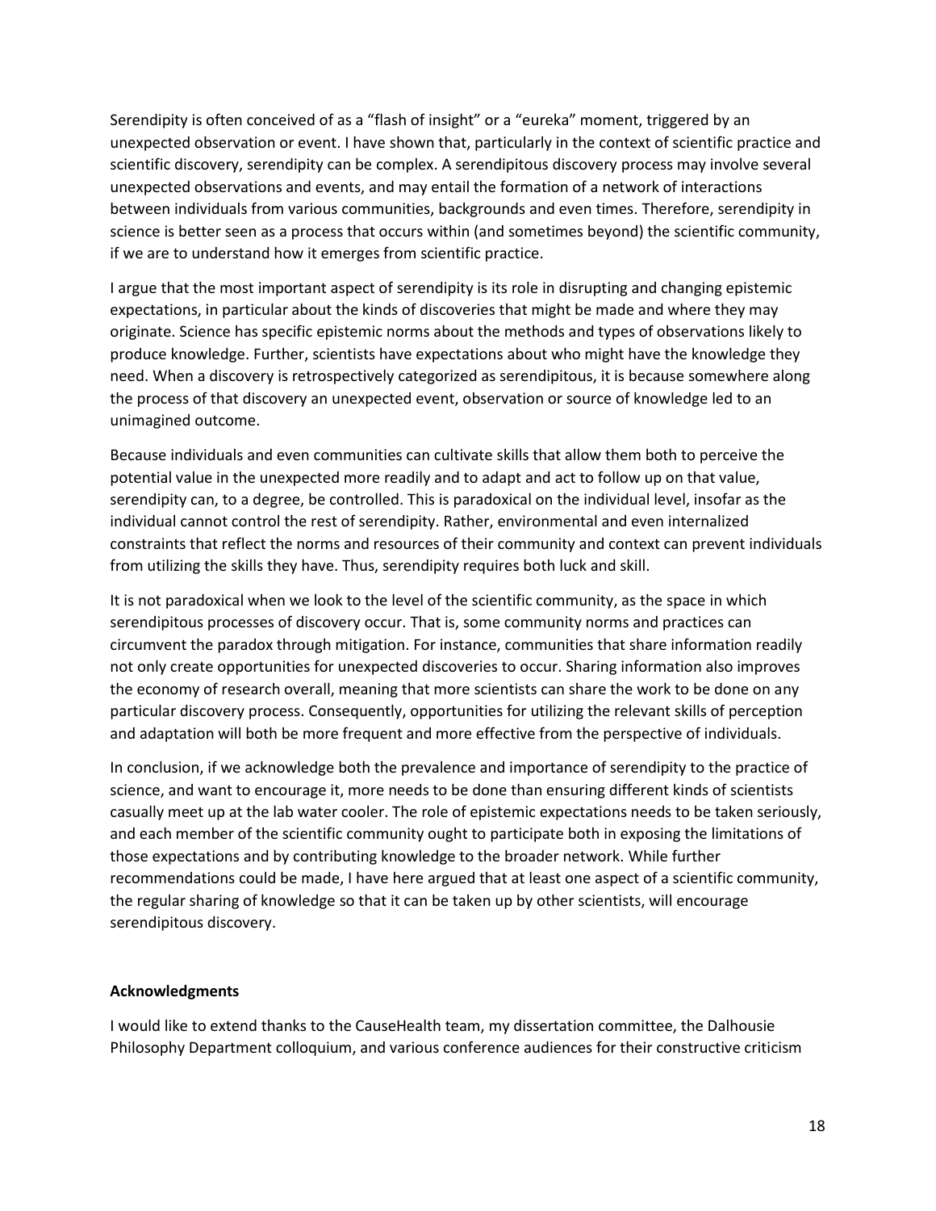Serendipity is often conceived of as a "flash of insight" or a "eureka" moment, triggered by an unexpected observation or event. I have shown that, particularly in the context of scientific practice and scientific discovery, serendipity can be complex. A serendipitous discovery process may involve several unexpected observations and events, and may entail the formation of a network of interactions between individuals from various communities, backgrounds and even times. Therefore, serendipity in science is better seen as a process that occurs within (and sometimes beyond) the scientific community, if we are to understand how it emerges from scientific practice.

I argue that the most important aspect of serendipity is its role in disrupting and changing epistemic expectations, in particular about the kinds of discoveries that might be made and where they may originate. Science has specific epistemic norms about the methods and types of observations likely to produce knowledge. Further, scientists have expectations about who might have the knowledge they need. When a discovery is retrospectively categorized as serendipitous, it is because somewhere along the process of that discovery an unexpected event, observation or source of knowledge led to an unimagined outcome.

Because individuals and even communities can cultivate skills that allow them both to perceive the potential value in the unexpected more readily and to adapt and act to follow up on that value, serendipity can, to a degree, be controlled. This is paradoxical on the individual level, insofar as the individual cannot control the rest of serendipity. Rather, environmental and even internalized constraints that reflect the norms and resources of their community and context can prevent individuals from utilizing the skills they have. Thus, serendipity requires both luck and skill.

It is not paradoxical when we look to the level of the scientific community, as the space in which serendipitous processes of discovery occur. That is, some community norms and practices can circumvent the paradox through mitigation. For instance, communities that share information readily not only create opportunities for unexpected discoveries to occur. Sharing information also improves the economy of research overall, meaning that more scientists can share the work to be done on any particular discovery process. Consequently, opportunities for utilizing the relevant skills of perception and adaptation will both be more frequent and more effective from the perspective of individuals.

In conclusion, if we acknowledge both the prevalence and importance of serendipity to the practice of science, and want to encourage it, more needs to be done than ensuring different kinds of scientists casually meet up at the lab water cooler. The role of epistemic expectations needs to be taken seriously, and each member of the scientific community ought to participate both in exposing the limitations of those expectations and by contributing knowledge to the broader network. While further recommendations could be made, I have here argued that at least one aspect of a scientific community, the regular sharing of knowledge so that it can be taken up by other scientists, will encourage serendipitous discovery.

**Acknowledgments**

I would like to extend thanks to the CauseHealth team, my dissertation committee, the Dalhousie Philosophy Department colloquium, and various conference audiences for their constructive criticism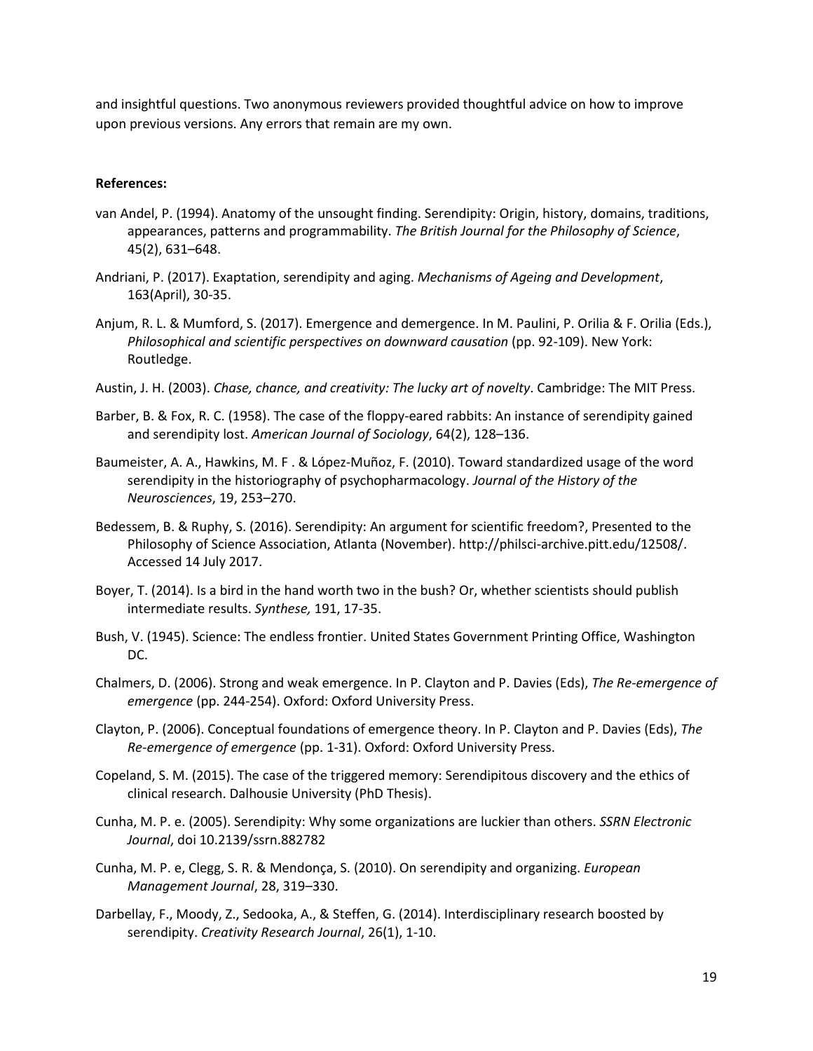and insightful questions. Two anonymous reviewers provided thoughtful advice on how to improve upon previous versions. Any errors that remain are my own.

**References:**

van Andel, P. (1994). Anatomy of the unsought finding. Serendipity: Origin, history, domains, traditions, appearances, patterns and programmability. *The British Journal for the Philosophy of Science*, 45(2), 631–648.

Andriani, P. (2017). Exaptation, serendipity and aging. *Mechanisms of Ageing and Development*, 163(April), 30-35.

Anjum, R. L. & Mumford, S. (2017). Emergence and demergence. In M. Paulini, P. Orilia & F. Orilia (Eds.), *Philosophical and scientific perspectives on downward causation* (pp. 92-109). New York: Routledge.

Austin, J. H. (2003). *Chase, chance, and creativity: The lucky art of novelty*. Cambridge: The MIT Press.

Barber, B. & Fox, R. C. (1958). The case of the floppy-eared rabbits: An instance of serendipity gained and serendipity lost. *American Journal of Sociology*, 64(2), 128–136.

Baumeister, A. A., Hawkins, M. F . & López-Muñoz, F. (2010). Toward standardized usage of the word serendipity in the historiography of psychopharmacology. *Journal of the History of the Neurosciences*, 19, 253–270.

Bedessem, B. & Ruphy, S. (2016). Serendipity: An argument for scientific freedom?, Presented to the Philosophy of Science Association, Atlanta (November). http://philsci-archive.pitt.edu/12508/. Accessed 14 July 2017.

Boyer, T. (2014). Is a bird in the hand worth two in the bush? Or, whether scientists should publish intermediate results. *Synthese,* 191, 17-35.

Bush, V. (1945). Science: The endless frontier. United States Government Printing Office, Washington DC.

Chalmers, D. (2006). Strong and weak emergence. In P. Clayton and P. Davies (Eds), *The Re-emergence of emergence* (pp. 244-254). Oxford: Oxford University Press.

Clayton, P. (2006). Conceptual foundations of emergence theory. In P. Clayton and P. Davies (Eds), *The Re-emergence of emergence* (pp. 1-31). Oxford: Oxford University Press.

Copeland, S. M. (2015). The case of the triggered memory: Serendipitous discovery and the ethics of clinical research. Dalhousie University (PhD Thesis).

Cunha, M. P. e. (2005). Serendipity: Why some organizations are luckier than others. *SSRN Electronic Journal*, doi 10.2139/ssrn.882782

Cunha, M. P. e, Clegg, S. R. & Mendonça, S. (2010). On serendipity and organizing. *European Management Journal*, 28, 319–330.

Darbellay, F., Moody, Z., Sedooka, A., & Steffen, G. (2014). Interdisciplinary research boosted by serendipity. *Creativity Research Journal*, 26(1), 1-10.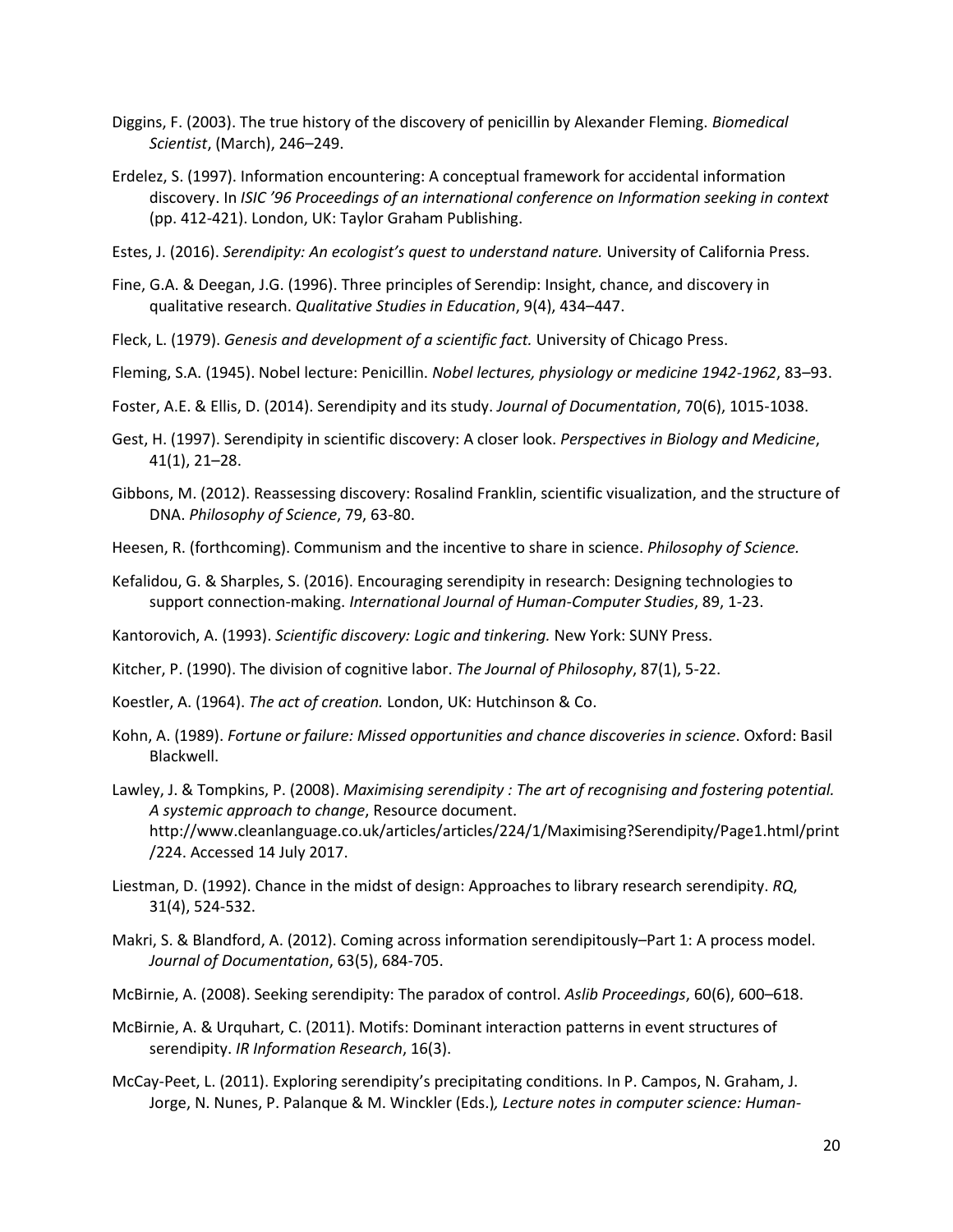Diggins, F. (2003). The true history of the discovery of penicillin by Alexander Fleming. *Biomedical Scientist*, (March), 246–249.

Erdelez, S. (1997). Information encountering: A conceptual framework for accidental information discovery. In *ISIC '96 Proceedings of an international conference on Information seeking in context* (pp. 412-421). London, UK: Taylor Graham Publishing.

Estes, J. (2016). *Serendipity: An ecologist's quest to understand nature.* University of California Press.

Fine, G.A. & Deegan, J.G. (1996). Three principles of Serendip: Insight, chance, and discovery in qualitative research. *Qualitative Studies in Education*, 9(4), 434–447.

Fleck, L. (1979). *Genesis and development of a scientific fact.* University of Chicago Press.

Fleming, S.A. (1945). Nobel lecture: Penicillin. *Nobel lectures, physiology or medicine 1942-1962*, 83–93.

Foster, A.E. & Ellis, D. (2014). Serendipity and its study. *Journal of Documentation*, 70(6), 1015-1038.

Gest, H. (1997). Serendipity in scientific discovery: A closer look. *Perspectives in Biology and Medicine*, 41(1), 21–28.

Gibbons, M. (2012). Reassessing discovery: Rosalind Franklin, scientific visualization, and the structure of DNA. *Philosophy of Science*, 79, 63-80.

Heesen, R. (forthcoming). Communism and the incentive to share in science. *Philosophy of Science.*

Kefalidou, G. & Sharples, S. (2016). Encouraging serendipity in research: Designing technologies to support connection-making. *International Journal of Human-Computer Studies*, 89, 1-23.

Kantorovich, A. (1993). *Scientific discovery: Logic and tinkering.* New York: SUNY Press.

Kitcher, P. (1990). The division of cognitive labor. *The Journal of Philosophy*, 87(1), 5-22.

Koestler, A. (1964). *The act of creation.* London, UK: Hutchinson & Co.

Kohn, A. (1989). *Fortune or failure: Missed opportunities and chance discoveries in science*. Oxford: Basil Blackwell.

Lawley, J. & Tompkins, P. (2008). *Maximising serendipity : The art of recognising and fostering potential. A systemic approach to change*, Resource document. http://www.cleanlanguage.co.uk/articles/articles/224/1/Maximising?Serendipity/Page1.html/print/224. Accessed 14 July 2017.

Liestman, D. (1992). Chance in the midst of design: Approaches to library research serendipity. *RQ*, 31(4), 524-532.

Makri, S. & Blandford, A. (2012). Coming across information serendipitously–Part 1: A process model. *Journal of Documentation*, 63(5), 684-705.

McBirnie, A. (2008). Seeking serendipity: The paradox of control. *Aslib Proceedings*, 60(6), 600–618.

McBirnie, A. & Urquhart, C. (2011). Motifs: Dominant interaction patterns in event structures of serendipity. *IR Information Research*, 16(3).

McCay-Peet, L. (2011). Exploring serendipity's precipitating conditions. In P. Campos, N. Graham, J. Jorge, N. Nunes, P. Palanque & M. Winckler (Eds.)*, Lecture notes in computer science: Human-*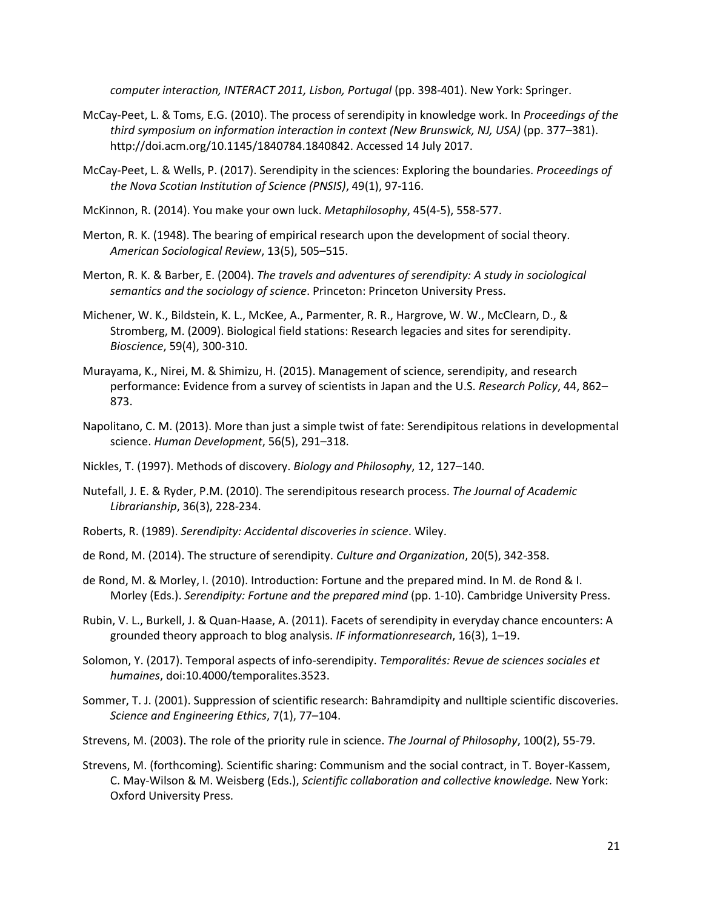*computer interaction, INTERACT 2011, Lisbon, Portugal* (pp. 398-401). New York: Springer.

McCay-Peet, L. & Toms, E.G. (2010). The process of serendipity in knowledge work. In *Proceedings of the third symposium on information interaction in context (New Brunswick, NJ, USA)* (pp. 377–381). http://doi.acm.org/10.1145/1840784.1840842. Accessed 14 July 2017.

McCay-Peet, L. & Wells, P. (2017). Serendipity in the sciences: Exploring the boundaries. *Proceedings of the Nova Scotian Institution of Science (PNSIS)*, 49(1), 97-116.

McKinnon, R. (2014). You make your own luck. *Metaphilosophy*, 45(4-5), 558-577.

Merton, R. K. (1948). The bearing of empirical research upon the development of social theory. *American Sociological Review*, 13(5), 505–515.

Merton, R. K. & Barber, E. (2004). *The travels and adventures of serendipity: A study in sociological semantics and the sociology of science*. Princeton: Princeton University Press.

Michener, W. K., Bildstein, K. L., McKee, A., Parmenter, R. R., Hargrove, W. W., McClearn, D., & Stromberg, M. (2009). Biological field stations: Research legacies and sites for serendipity. *Bioscience*, 59(4), 300-310.

Murayama, K., Nirei, M. & Shimizu, H. (2015). Management of science, serendipity, and research performance: Evidence from a survey of scientists in Japan and the U.S. *Research Policy*, 44, 862–873.

Napolitano, C. M. (2013). More than just a simple twist of fate: Serendipitous relations in developmental science. *Human Development*, 56(5), 291–318.

Nickles, T. (1997). Methods of discovery. *Biology and Philosophy*, 12, 127–140.

Nutefall, J. E. & Ryder, P.M. (2010). The serendipitous research process. *The Journal of Academic Librarianship*, 36(3), 228-234.

Roberts, R. (1989). *Serendipity: Accidental discoveries in science*. Wiley.

de Rond, M. (2014). The structure of serendipity. *Culture and Organization*, 20(5), 342-358.

de Rond, M. & Morley, I. (2010). Introduction: Fortune and the prepared mind. In M. de Rond & I. Morley (Eds.). *Serendipity: Fortune and the prepared mind* (pp. 1-10). Cambridge University Press.

Rubin, V. L., Burkell, J. & Quan-Haase, A. (2011). Facets of serendipity in everyday chance encounters: A grounded theory approach to blog analysis. *IF informationresearch*, 16(3), 1–19.

Solomon, Y. (2017). Temporal aspects of info-serendipity. *Temporalités: Revue de sciences sociales et humaines*, doi:10.4000/temporalites.3523.

Sommer, T. J. (2001). Suppression of scientific research: Bahramdipity and nulltiple scientific discoveries. *Science and Engineering Ethics*, 7(1), 77–104.

Strevens, M. (2003). The role of the priority rule in science. *The Journal of Philosophy*, 100(2), 55-79.

Strevens, M. (forthcoming). Scientific sharing: Communism and the social contract, in T. Boyer-Kassem, C. May-Wilson & M. Weisberg (Eds.), *Scientific collaboration and collective knowledge.* New York: Oxford University Press.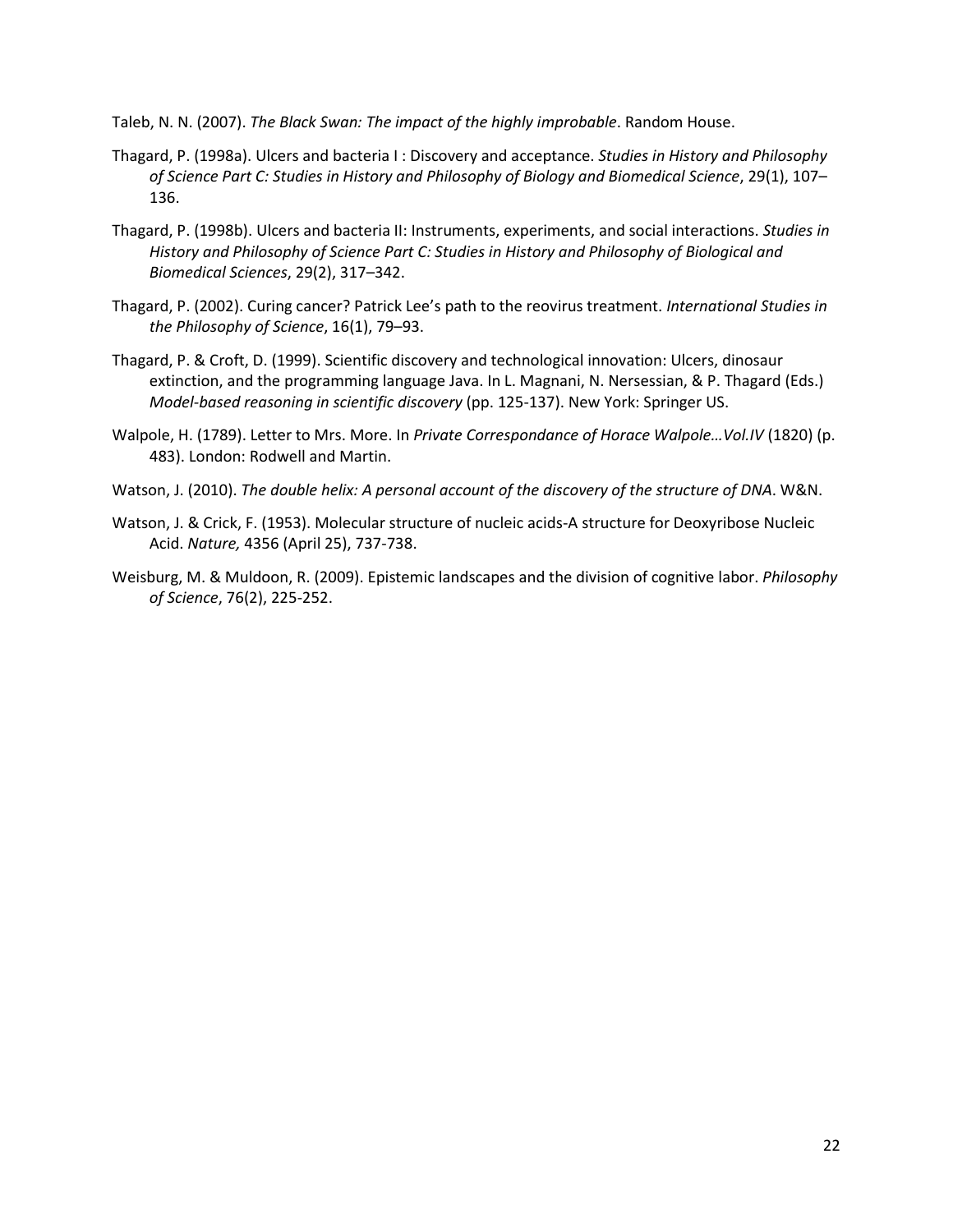Taleb, N. N. (2007). *The Black Swan: The impact of the highly improbable*. Random House.

Thagard, P. (1998a). Ulcers and bacteria I : Discovery and acceptance. *Studies in History and Philosophy of Science Part C: Studies in History and Philosophy of Biology and Biomedical Science*, 29(1), 107–136.

Thagard, P. (1998b). Ulcers and bacteria II: Instruments, experiments, and social interactions. *Studies in History and Philosophy of Science Part C: Studies in History and Philosophy of Biological and Biomedical Sciences*, 29(2), 317–342.

Thagard, P. (2002). Curing cancer? Patrick Lee's path to the reovirus treatment. *International Studies in the Philosophy of Science*, 16(1), 79–93.

Thagard, P. & Croft, D. (1999). Scientific discovery and technological innovation: Ulcers, dinosaur extinction, and the programming language Java. In L. Magnani, N. Nersessian, & P. Thagard (Eds.) *Model-based reasoning in scientific discovery* (pp. 125-137). New York: Springer US.

Walpole, H. (1789). Letter to Mrs. More. In *Private Correspondance of Horace Walpole…Vol.IV* (1820) (p. 483). London: Rodwell and Martin.

Watson, J. (2010). *The double helix: A personal account of the discovery of the structure of DNA*. W&N.

Watson, J. & Crick, F. (1953). Molecular structure of nucleic acids-A structure for Deoxyribose Nucleic Acid. *Nature,* 4356 (April 25), 737-738.

Weisburg, M. & Muldoon, R. (2009). Epistemic landscapes and the division of cognitive labor. *Philosophy of Science*, 76(2), 225-252.